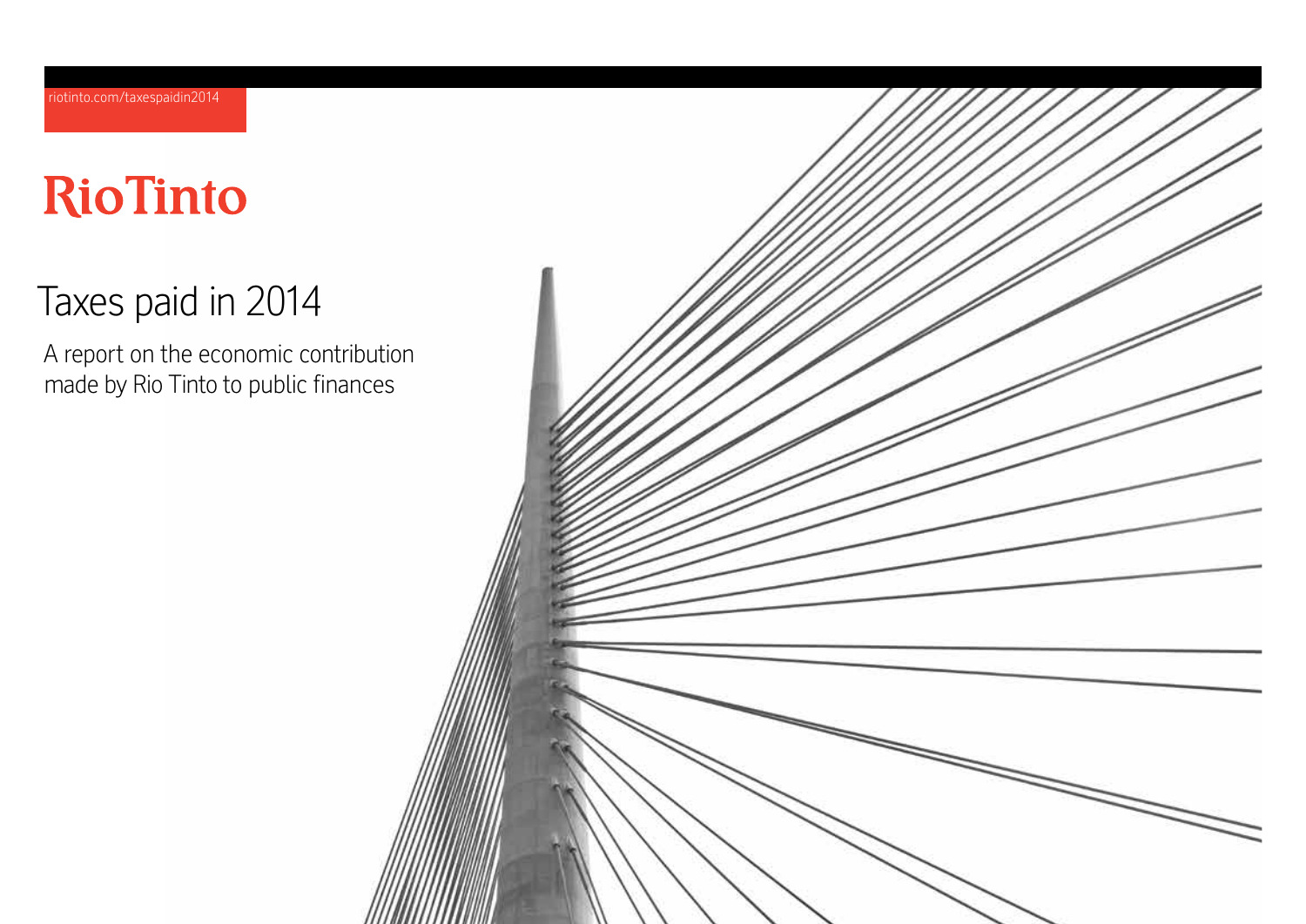riotinto.com/taxespaidin2014

Rio Tinto

# Taxes paid in 2014

A report on the economic contribution made by Rio Tinto to public finances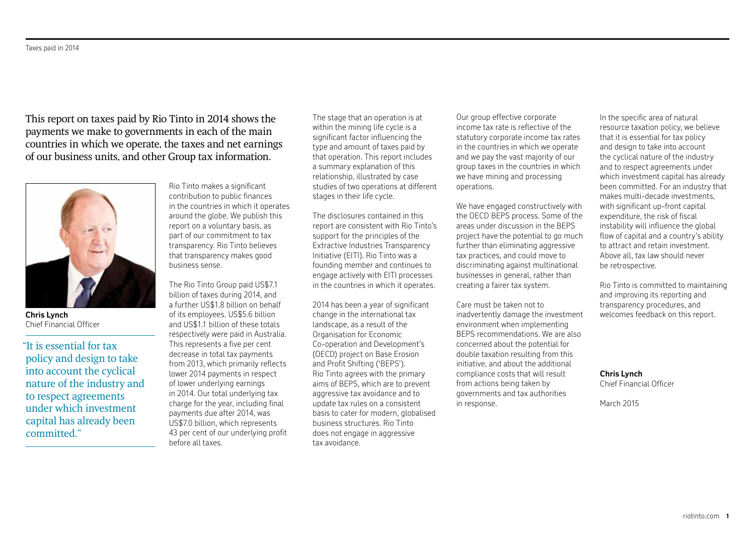This report on taxes paid by Rio Tinto in 2014 shows the payments we make to governments in each of the main countries in which we operate, the taxes and net earnings of our business units, and other Group tax information.

**Chris Lynch**
Chief Financial Officer

"It is essential for tax policy and design to take into account the cyclical nature of the industry and to respect agreements under which investment capital has already been committed."

Rio Tinto makes a significant contribution to public finances in the countries in which it operates around the globe. We publish this report on a voluntary basis, as part of our commitment to tax transparency. Rio Tinto believes that transparency makes good business sense.

The Rio Tinto Group paid US$7.1 billion of taxes during 2014, and a further US$1.8 billion on behalf of its employees. US$5.6 billion and US$1.1 billion of these totals respectively were paid in Australia. This represents a five per cent decrease in total tax payments from 2013, which primarily reflects lower 2014 payments in respect of lower underlying earnings in 2014. Our total underlying tax charge for the year, including final payments due after 2014, was US$7.0 billion, which represents 43 per cent of our underlying profit before all taxes.

The stage that an operation is at within the mining life cycle is a significant factor influencing the type and amount of taxes paid by that operation. This report includes a summary explanation of this relationship, illustrated by case studies of two operations at different stages in their life cycle.

The disclosures contained in this report are consistent with Rio Tinto's support for the principles of the Extractive Industries Transparency Initiative (EITI). Rio Tinto was a founding member and continues to engage actively with EITI processes in the countries in which it operates.

2014 has been a year of significant change in the international tax landscape, as a result of the Organisation for Economic Co-operation and Development's (OECD) project on Base Erosion and Profit Shifting ('BEPS'). Rio Tinto agrees with the primary aims of BEPS, which are to prevent aggressive tax avoidance and to update tax rules on a consistent basis to cater for modern, globalised business structures. Rio Tinto does not engage in aggressive tax avoidance.

Our group effective corporate income tax rate is reflective of the statutory corporate income tax rates in the countries in which we operate and we pay the vast majority of our group taxes in the countries in which we have mining and processing operations.

We have engaged constructively with the OECD BEPS process. Some of the areas under discussion in the BEPS project have the potential to go much further than eliminating aggressive tax practices, and could move to discriminating against multinational businesses in general, rather than creating a fairer tax system.

Care must be taken not to inadvertently damage the investment environment when implementing BEPS recommendations. We are also concerned about the potential for double taxation resulting from this initiative, and about the additional compliance costs that will result from actions being taken by governments and tax authorities in response.

In the specific area of natural resource taxation policy, we believe that it is essential for tax policy and design to take into account the cyclical nature of the industry and to respect agreements under which investment capital has already been committed. For an industry that makes multi-decade investments, with significant up-front capital expenditure, the risk of fiscal instability will influence the global flow of capital and a country's ability to attract and retain investment. Above all, tax law should never be retrospective.

Rio Tinto is committed to maintaining and improving its reporting and transparency procedures, and welcomes feedback on this report.

**Chris Lynch**
Chief Financial Officer

March 2015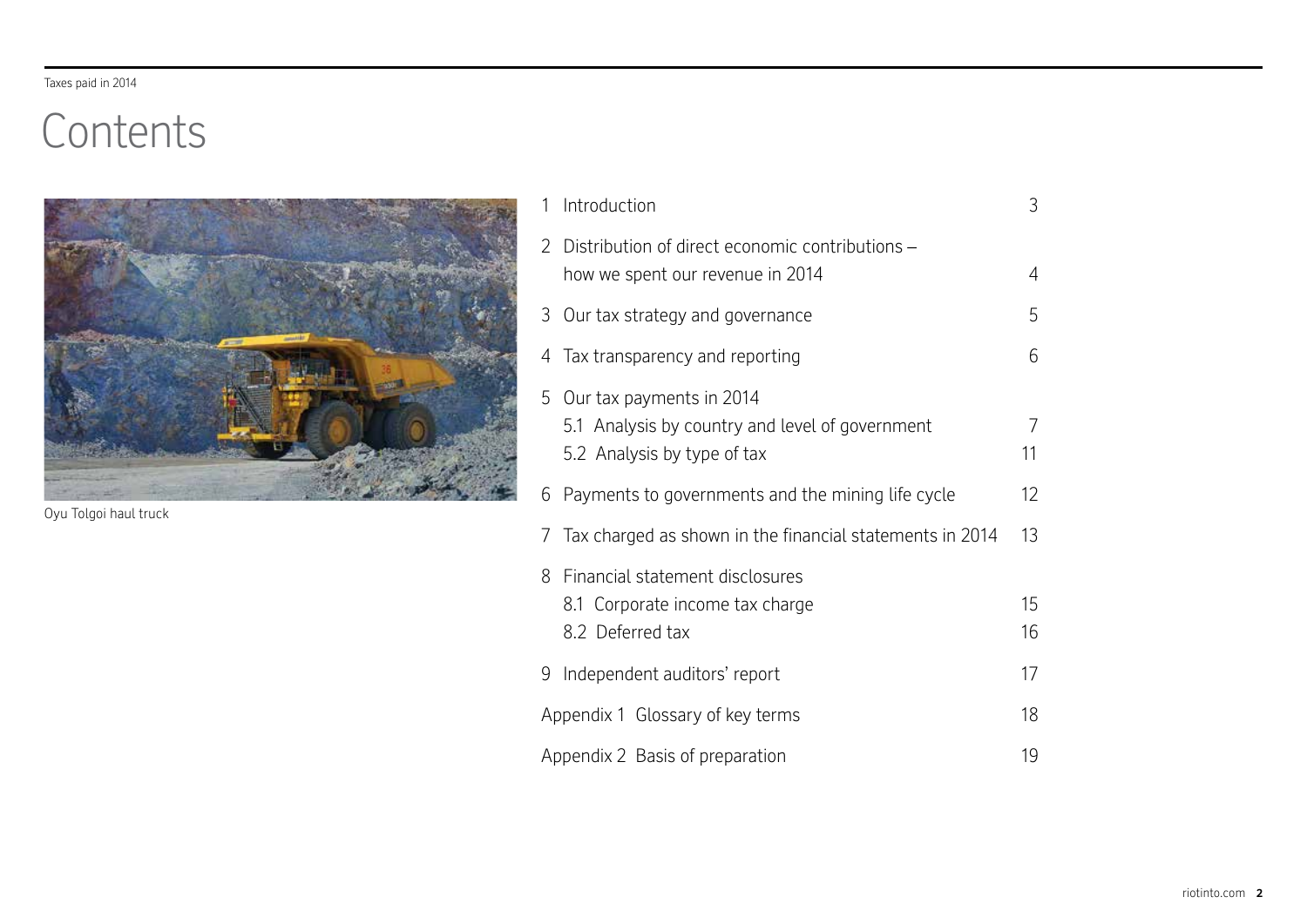# Contents

Oyu Tolgoi haul truck

| | | |
|---|---|---|
| 1 | Introduction | 3 |
| 2 | Distribution of direct economic contributions – how we spent our revenue in 2014 | 4 |
| 3 | Our tax strategy and governance | 5 |
| 4 | Tax transparency and reporting | 6 |
| 5 | Our tax payments in 2014 | |
| | 5.1 Analysis by country and level of government | 7 |
| | 5.2 Analysis by type of tax | 11 |
| 6 | Payments to governments and the mining life cycle | 12 |
| 7 | Tax charged as shown in the financial statements in 2014 | 13 |
| 8 | Financial statement disclosures | |
| | 8.1 Corporate income tax charge | 15 |
| | 8.2 Deferred tax | 16 |
| 9 | Independent auditors' report | 17 |
| Appendix 1 | Glossary of key terms | 18 |
| Appendix 2 | Basis of preparation | 19 |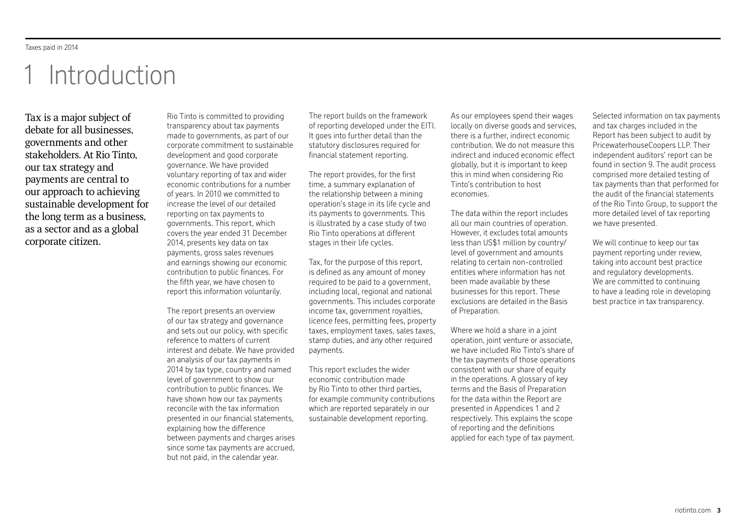# 1 Introduction

Tax is a major subject of debate for all businesses, governments and other stakeholders. At Rio Tinto, our tax strategy and payments are central to our approach to achieving sustainable development for the long term as a business, as a sector and as a global corporate citizen.

Rio Tinto is committed to providing transparency about tax payments made to governments, as part of our corporate commitment to sustainable development and good corporate governance. We have provided voluntary reporting of tax and wider economic contributions for a number of years. In 2010 we committed to increase the level of our detailed reporting on tax payments to governments. This report, which covers the year ended 31 December 2014, presents key data on tax payments, gross sales revenues and earnings showing our economic contribution to public finances. For the fifth year, we have chosen to report this information voluntarily.

The report presents an overview of our tax strategy and governance and sets out our policy, with specific reference to matters of current interest and debate. We have provided an analysis of our tax payments in 2014 by tax type, country and named level of government to show our contribution to public finances. We have shown how our tax payments reconcile with the tax information presented in our financial statements, explaining how the difference between payments and charges arises since some tax payments are accrued, but not paid, in the calendar year.

The report builds on the framework of reporting developed under the EITI. It goes into further detail than the statutory disclosures required for financial statement reporting.

The report provides, for the first time, a summary explanation of the relationship between a mining operation's stage in its life cycle and its payments to governments. This is illustrated by a case study of two Rio Tinto operations at different stages in their life cycles.

Tax, for the purpose of this report, is defined as any amount of money required to be paid to a government, including local, regional and national governments. This includes corporate income tax, government royalties, licence fees, permitting fees, property taxes, employment taxes, sales taxes, stamp duties, and any other required payments.

This report excludes the wider economic contribution made by Rio Tinto to other third parties, for example community contributions which are reported separately in our sustainable development reporting.

As our employees spend their wages locally on diverse goods and services, there is a further, indirect economic contribution. We do not measure this indirect and induced economic effect globally, but it is important to keep this in mind when considering Rio Tinto's contribution to host economies.

The data within the report includes all our main countries of operation. However, it excludes total amounts less than US$1 million by country/level of government and amounts relating to certain non-controlled entities where information has not been made available by these businesses for this report. These exclusions are detailed in the Basis of Preparation.

Where we hold a share in a joint operation, joint venture or associate, we have included Rio Tinto's share of the tax payments of those operations consistent with our share of equity in the operations. A glossary of key terms and the Basis of Preparation for the data within the Report are presented in Appendices 1 and 2 respectively. This explains the scope of reporting and the definitions applied for each type of tax payment.

Selected information on tax payments and tax charges included in the Report has been subject to audit by PricewaterhouseCoopers LLP. Their independent auditors' report can be found in section 9. The audit process comprised more detailed testing of tax payments than that performed for the audit of the financial statements of the Rio Tinto Group, to support the more detailed level of tax reporting we have presented.

We will continue to keep our tax payment reporting under review, taking into account best practice and regulatory developments. We are committed to continuing to have a leading role in developing best practice in tax transparency.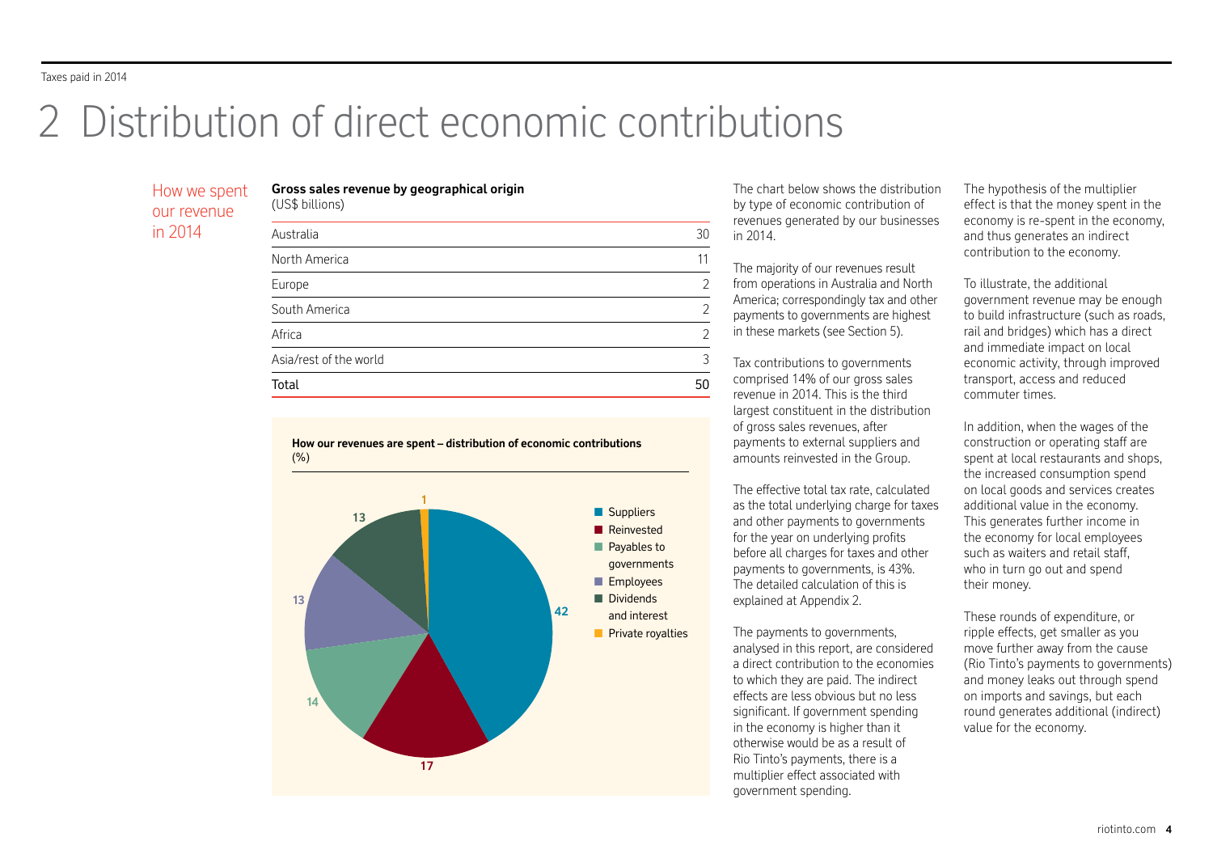# 2 Distribution of direct economic contributions

## How we spent our revenue in 2014

**Gross sales revenue by geographical origin**
(US$ billions)

| | |
|---|---|
| Australia | 30 |
| North America | 11 |
| Europe | 2 |
| South America | 2 |
| Africa | 2 |
| Asia/rest of the world | 3 |
| Total | 50 |

**How our revenues are spent – distribution of economic contributions**
(%)

| Category | % |
|---|---|
| Suppliers | 42 |
| Reinvested | 17 |
| Payables to governments | 14 |
| Employees | 13 |
| Dividends and interest | 13 |
| Private royalties | 1 |

The chart below shows the distribution by type of economic contribution of revenues generated by our businesses in 2014.

The majority of our revenues result from operations in Australia and North America; correspondingly tax and other payments to governments are highest in these markets (see Section 5).

Tax contributions to governments comprised 14% of our gross sales revenue in 2014. This is the third largest constituent in the distribution of gross sales revenues, after payments to external suppliers and amounts reinvested in the Group.

The effective total tax rate, calculated as the total underlying charge for taxes and other payments to governments for the year on underlying profits before all charges for taxes and other payments to governments, is 43%. The detailed calculation of this is explained at Appendix 2.

The payments to governments, analysed in this report, are considered a direct contribution to the economies to which they are paid. The indirect effects are less obvious but no less significant. If government spending in the economy is higher than it otherwise would be as a result of Rio Tinto's payments, there is a multiplier effect associated with government spending.

The hypothesis of the multiplier effect is that the money spent in the economy is re-spent in the economy, and thus generates an indirect contribution to the economy.

To illustrate, the additional government revenue may be enough to build infrastructure (such as roads, rail and bridges) which has a direct and immediate impact on local economic activity, through improved transport, access and reduced commuter times.

In addition, when the wages of the construction or operating staff are spent at local restaurants and shops, the increased consumption spend on local goods and services creates additional value in the economy. This generates further income in the economy for local employees such as waiters and retail staff, who in turn go out and spend their money.

These rounds of expenditure, or ripple effects, get smaller as you move further away from the cause (Rio Tinto's payments to governments) and money leaks out through spend on imports and savings, but each round generates additional (indirect) value for the economy.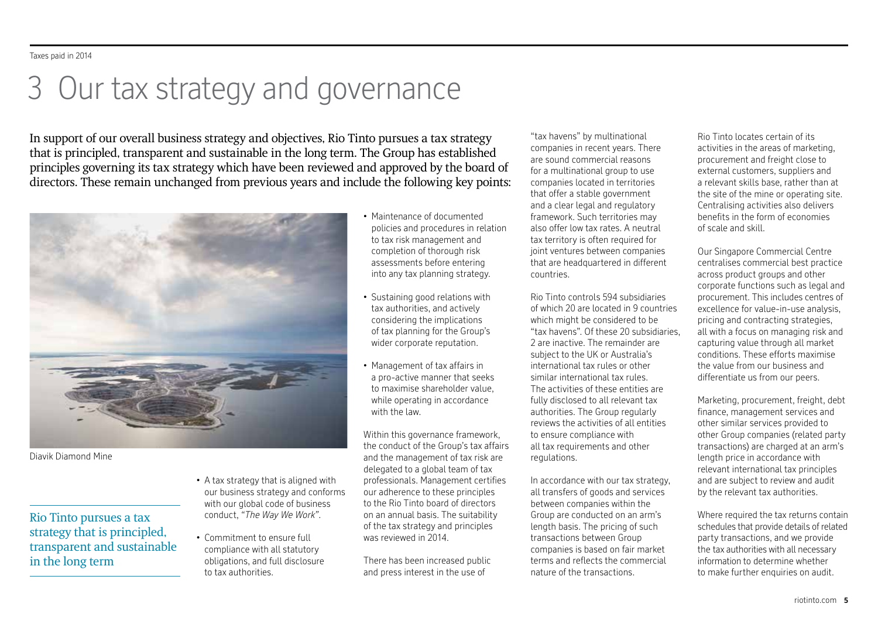# 3 Our tax strategy and governance

In support of our overall business strategy and objectives, Rio Tinto pursues a tax strategy that is principled, transparent and sustainable in the long term. The Group has established principles governing its tax strategy which have been reviewed and approved by the board of directors. These remain unchanged from previous years and include the following key points:

Diavik Diamond Mine

Rio Tinto pursues a tax strategy that is principled, transparent and sustainable in the long term

- A tax strategy that is aligned with our business strategy and conforms with our global code of business conduct, *"The Way We Work"*.
- Commitment to ensure full compliance with all statutory obligations, and full disclosure to tax authorities.
- Maintenance of documented policies and procedures in relation to tax risk management and completion of thorough risk assessments before entering into any tax planning strategy.
- Sustaining good relations with tax authorities, and actively considering the implications of tax planning for the Group's wider corporate reputation.
- Management of tax affairs in a pro-active manner that seeks to maximise shareholder value, while operating in accordance with the law.

Within this governance framework, the conduct of the Group's tax affairs and the management of tax risk are delegated to a global team of tax professionals. Management certifies our adherence to these principles to the Rio Tinto board of directors on an annual basis. The suitability of the tax strategy and principles was reviewed in 2014.

There has been increased public and press interest in the use of "tax havens" by multinational companies in recent years. There are sound commercial reasons for a multinational group to use companies located in territories that offer a stable government and a clear legal and regulatory framework. Such territories may also offer low tax rates. A neutral tax territory is often required for joint ventures between companies that are headquartered in different countries.

Rio Tinto controls 594 subsidiaries of which 20 are located in 9 countries which might be considered to be "tax havens". Of these 20 subsidiaries, 2 are inactive. The remainder are subject to the UK or Australia's international tax rules or other similar international tax rules. The activities of these entities are fully disclosed to all relevant tax authorities. The Group regularly reviews the activities of all entities to ensure compliance with all tax requirements and other regulations.

In accordance with our tax strategy, all transfers of goods and services between companies within the Group are conducted on an arm's length basis. The pricing of such transactions between Group companies is based on fair market terms and reflects the commercial nature of the transactions.

Rio Tinto locates certain of its activities in the areas of marketing, procurement and freight close to external customers, suppliers and a relevant skills base, rather than at the site of the mine or operating site. Centralising activities also delivers benefits in the form of economies of scale and skill.

Our Singapore Commercial Centre centralises commercial best practice across product groups and other corporate functions such as legal and procurement. This includes centres of excellence for value-in-use analysis, pricing and contracting strategies, all with a focus on managing risk and capturing value through all market conditions. These efforts maximise the value from our business and differentiate us from our peers.

Marketing, procurement, freight, debt finance, management services and other similar services provided to other Group companies (related party transactions) are charged at an arm's length price in accordance with relevant international tax principles and are subject to review and audit by the relevant tax authorities.

Where required the tax returns contain schedules that provide details of related party transactions, and we provide the tax authorities with all necessary information to determine whether to make further enquiries on audit.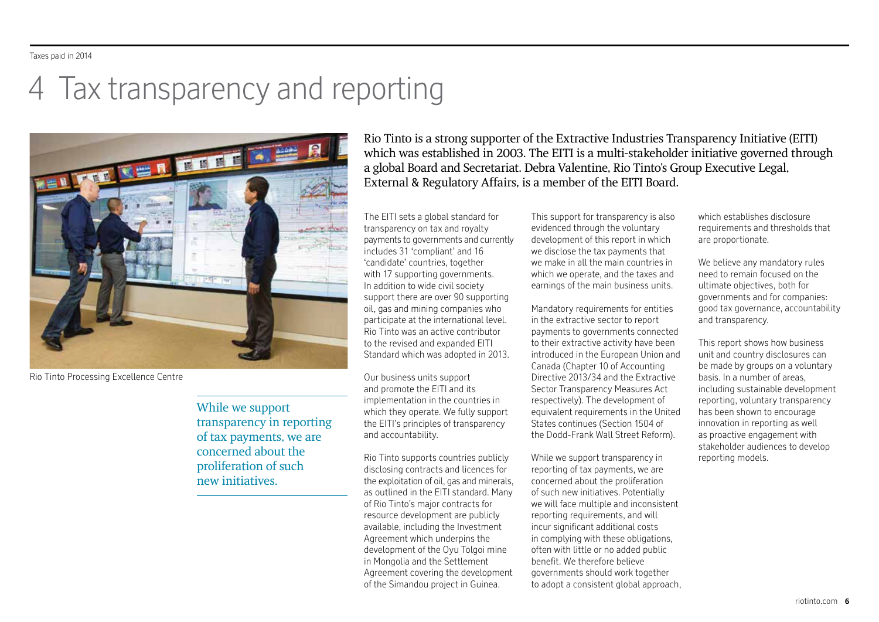# 4 Tax transparency and reporting

Rio Tinto Processing Excellence Centre

> While we support transparency in reporting of tax payments, we are concerned about the proliferation of such new initiatives.

Rio Tinto is a strong supporter of the Extractive Industries Transparency Initiative (EITI) which was established in 2003. The EITI is a multi-stakeholder initiative governed through a global Board and Secretariat. Debra Valentine, Rio Tinto's Group Executive Legal, External & Regulatory Affairs, is a member of the EITI Board.

The EITI sets a global standard for transparency on tax and royalty payments to governments and currently includes 31 'compliant' and 16 'candidate' countries, together with 17 supporting governments. In addition to wide civil society support there are over 90 supporting oil, gas and mining companies who participate at the international level. Rio Tinto was an active contributor to the revised and expanded EITI Standard which was adopted in 2013.

Our business units support and promote the EITI and its implementation in the countries in which they operate. We fully support the EITI's principles of transparency and accountability.

Rio Tinto supports countries publicly disclosing contracts and licences for the exploitation of oil, gas and minerals, as outlined in the EITI standard. Many of Rio Tinto's major contracts for resource development are publicly available, including the Investment Agreement which underpins the development of the Oyu Tolgoi mine in Mongolia and the Settlement Agreement covering the development of the Simandou project in Guinea.

This support for transparency is also evidenced through the voluntary development of this report in which we disclose the tax payments that we make in all the main countries in which we operate, and the taxes and earnings of the main business units.

Mandatory requirements for entities in the extractive sector to report payments to governments connected to their extractive activity have been introduced in the European Union and Canada (Chapter 10 of Accounting Directive 2013/34 and the Extractive Sector Transparency Measures Act respectively). The development of equivalent requirements in the United States continues (Section 1504 of the Dodd-Frank Wall Street Reform).

While we support transparency in reporting of tax payments, we are concerned about the proliferation of such new initiatives. Potentially we will face multiple and inconsistent reporting requirements, and will incur significant additional costs in complying with these obligations, often with little or no added public benefit. We therefore believe governments should work together to adopt a consistent global approach, which establishes disclosure requirements and thresholds that are proportionate.

We believe any mandatory rules need to remain focused on the ultimate objectives, both for governments and for companies: good tax governance, accountability and transparency.

This report shows how business unit and country disclosures can be made by groups on a voluntary basis. In a number of areas, including sustainable development reporting, voluntary transparency has been shown to encourage innovation in reporting as well as proactive engagement with stakeholder audiences to develop reporting models.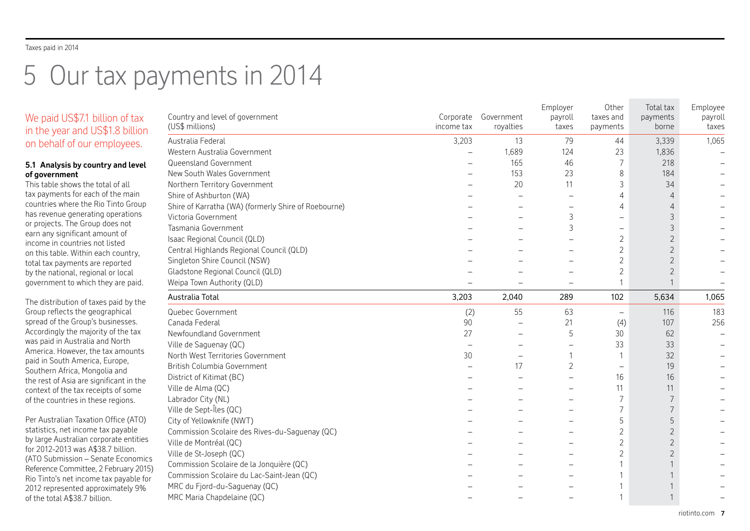# 5 Our tax payments in 2014

We paid US$7.1 billion of tax in the year and US$1.8 billion on behalf of our employees.

**5.1 Analysis by country and level of government**

This table shows the total of all tax payments for each of the main countries where the Rio Tinto Group has revenue generating operations or projects. The Group does not earn any significant amount of income in countries not listed on this table. Within each country, total tax payments are reported by the national, regional or local government to which they are paid.

The distribution of taxes paid by the Group reflects the geographical spread of the Group's businesses. Accordingly the majority of the tax was paid in Australia and North America. However, the tax amounts paid in South America, Europe, Southern Africa, Mongolia and the rest of Asia are significant in the context of the tax receipts of some of the countries in these regions.

Per Australian Taxation Office (ATO) statistics, net income tax payable by large Australian corporate entities for 2012-2013 was A$38.7 billion. (ATO Submission – Senate Economics Reference Committee, 2 February 2015) Rio Tinto's net income tax payable for 2012 represented approximately 9% of the total A$38.7 billion.

| Country and level of government (US$ millions) | Corporate income tax | Government royalties | Employer payroll taxes | Other taxes and payments | Total tax payments borne | Employee payroll taxes |
|---|---|---|---|---|---|---|
| Australia Federal | 3,203 | 13 | 79 | 44 | 3,339 | 1,065 |
| Western Australia Government | – | 1,689 | 124 | 23 | 1,836 | – |
| Queensland Government | – | 165 | 46 | 7 | 218 | – |
| New South Wales Government | – | 153 | 23 | 8 | 184 | – |
| Northern Territory Government | – | 20 | 11 | 3 | 34 | – |
| Shire of Ashburton (WA) | – | – | – | 4 | 4 | – |
| Shire of Karratha (WA) (formerly Shire of Roebourne) | – | – | – | 4 | 4 | – |
| Victoria Government | – | – | 3 | – | 3 | – |
| Tasmania Government | – | – | 3 | – | 3 | – |
| Isaac Regional Council (QLD) | – | – | – | 2 | 2 | – |
| Central Highlands Regional Council (QLD) | – | – | – | 2 | 2 | – |
| Singleton Shire Council (NSW) | – | – | – | 2 | 2 | – |
| Gladstone Regional Council (QLD) | – | – | – | 2 | 2 | – |
| Weipa Town Authority (QLD) | – | – | – | 1 | 1 | – |
| Australia Total | 3,203 | 2,040 | 289 | 102 | 5,634 | 1,065 |
| Quebec Government | (2) | 55 | 63 | – | 116 | 183 |
| Canada Federal | 90 | – | 21 | (4) | 107 | 256 |
| Newfoundland Government | 27 | – | 5 | 30 | 62 | – |
| Ville de Saguenay (QC) | – | – | – | 33 | 33 | – |
| North West Territories Government | 30 | – | 1 | 1 | 32 | – |
| British Columbia Government | – | 17 | 2 | – | 19 | – |
| District of Kitimat (BC) | – | – | – | 16 | 16 | – |
| Ville de Alma (QC) | – | – | – | 11 | 11 | – |
| Labrador City (NL) | – | – | – | 7 | 7 | – |
| Ville de Sept-Îles (QC) | – | – | – | 7 | 7 | – |
| City of Yellowknife (NWT) | – | – | – | 5 | 5 | – |
| Commission Scolaire des Rives-du-Saguenay (QC) | – | – | – | 2 | 2 | – |
| Ville de Montréal (QC) | – | – | – | 2 | 2 | – |
| Ville de St-Joseph (QC) | – | – | – | 2 | 2 | – |
| Commission Scolaire de la Jonquière (QC) | – | – | – | 1 | 1 | – |
| Commission Scolaire du Lac-Saint-Jean (QC) | – | – | – | 1 | 1 | – |
| MRC du Fjord-du-Saguenay (QC) | – | – | – | 1 | 1 | – |
| MRC Maria Chapdelaine (QC) | – | – | – | 1 | 1 | – |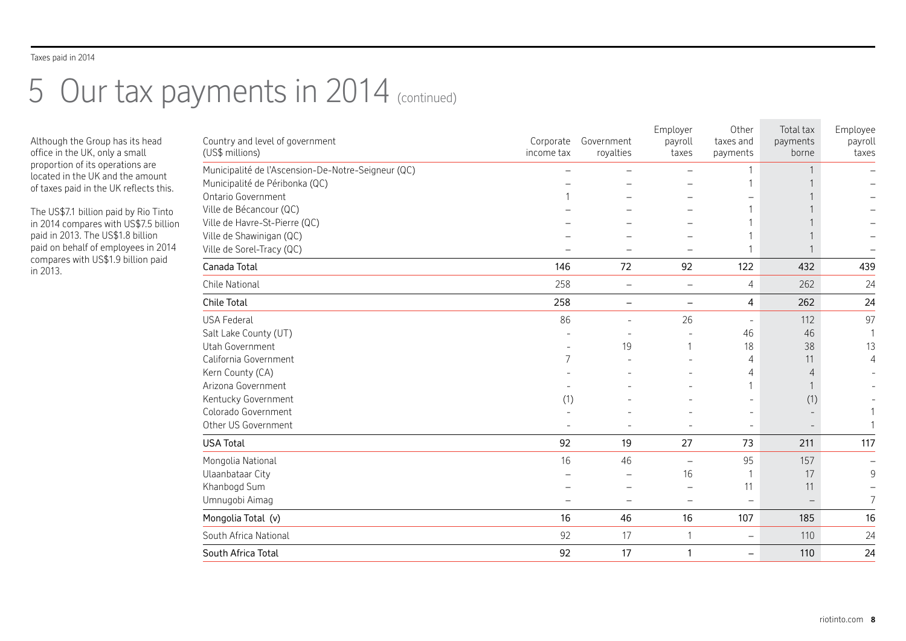# 5 Our tax payments in 2014 (continued)

Although the Group has its head office in the UK, only a small proportion of its operations are located in the UK and the amount of taxes paid in the UK reflects this.

The US$7.1 billion paid by Rio Tinto in 2014 compares with US$7.5 billion paid in 2013. The US$1.8 billion paid on behalf of employees in 2014 compares with US$1.9 billion paid in 2013.

| Country and level of government (US$ millions) | Corporate income tax | Government royalties | Employer payroll taxes | Other taxes and payments | Total tax payments borne | Employee payroll taxes |
|---|---|---|---|---|---|---|
| Municipalité de l'Ascension-De-Notre-Seigneur (QC) | – | – | – | 1 | 1 | – |
| Municipalité de Péribonka (QC) | – | – | – | 1 | 1 | – |
| Ontario Government | 1 | – | – | – | 1 | – |
| Ville de Bécancour (QC) | – | – | – | 1 | 1 | – |
| Ville de Havre-St-Pierre (QC) | – | – | – | 1 | 1 | – |
| Ville de Shawinigan (QC) | – | – | – | 1 | 1 | – |
| Ville de Sorel-Tracy (QC) | – | – | – | 1 | 1 | – |
| Canada Total | 146 | 72 | 92 | 122 | 432 | 439 |
| Chile National | 258 | – | – | 4 | 262 | 24 |
| Chile Total | 258 | – | – | 4 | 262 | 24 |
| USA Federal | 86 | - | 26 | - | 112 | 97 |
| Salt Lake County (UT) | - | - | - | 46 | 46 | 1 |
| Utah Government | - | 19 | 1 | 18 | 38 | 13 |
| California Government | 7 | - | - | 4 | 11 | 4 |
| Kern County (CA) | - | - | - | 4 | 4 | - |
| Arizona Government | - | - | - | 1 | 1 | - |
| Kentucky Government | (1) | - | - | - | (1) | - |
| Colorado Government | - | - | - | - | - | 1 |
| Other US Government | - | - | - | - | - | 1 |
| USA Total | 92 | 19 | 27 | 73 | 211 | 117 |
| Mongolia National | 16 | 46 | – | 95 | 157 | – |
| Ulaanbataar City | – | – | 16 | 1 | 17 | 9 |
| Khanbogd Sum | – | – | – | 11 | 11 | – |
| Umnugobi Aimag | – | – | – | – | – | 7 |
| Mongolia Total (v) | 16 | 46 | 16 | 107 | 185 | 16 |
| South Africa National | 92 | 17 | 1 | – | 110 | 24 |
| South Africa Total | 92 | 17 | 1 | – | 110 | 24 |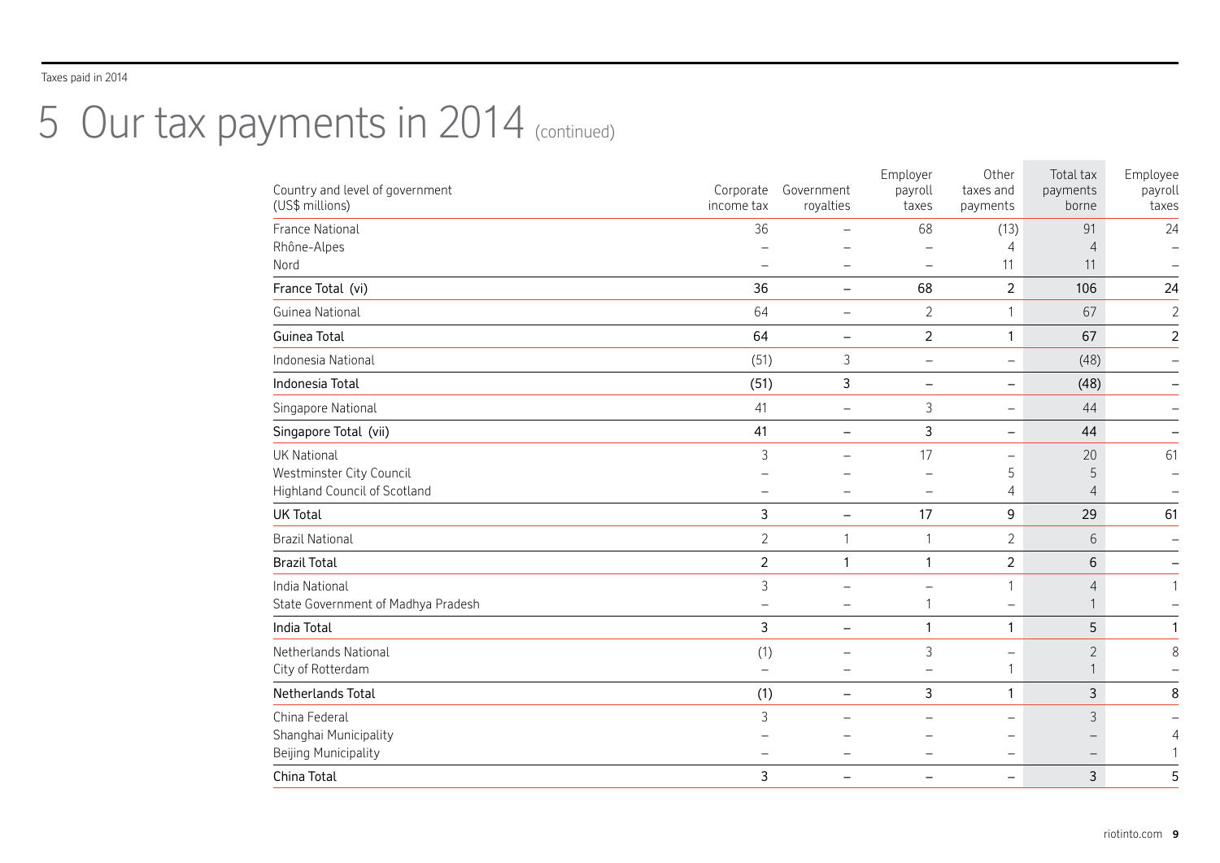# 5 Our tax payments in 2014 (continued)

| Country and level of government (US$ millions) | Corporate income tax | Government royalties | Employer payroll taxes | Other taxes and payments | Total tax payments borne | Employee payroll taxes |
|---|---|---|---|---|---|---|
| France National | 36 | – | 68 | (13) | 91 | 24 |
| Rhône-Alpes | – | – | – | 4 | 4 | – |
| Nord | – | – | – | 11 | 11 | – |
| France Total (vi) | 36 | – | 68 | 2 | 106 | 24 |
| Guinea National | 64 | – | 2 | 1 | 67 | 2 |
| Guinea Total | 64 | – | 2 | 1 | 67 | 2 |
| Indonesia National | (51) | 3 | – | – | (48) | – |
| Indonesia Total | (51) | 3 | – | – | (48) | – |
| Singapore National | 41 | – | 3 | – | 44 | – |
| Singapore Total (vii) | 41 | – | 3 | – | 44 | – |
| UK National | 3 | – | 17 | – | 20 | 61 |
| Westminster City Council | – | – | – | 5 | 5 | – |
| Highland Council of Scotland | – | – | – | 4 | 4 | – |
| UK Total | 3 | – | 17 | 9 | 29 | 61 |
| Brazil National | 2 | 1 | 1 | 2 | 6 | – |
| Brazil Total | 2 | 1 | 1 | 2 | 6 | – |
| India National | 3 | – | – | 1 | 4 | 1 |
| State Government of Madhya Pradesh | – | – | 1 | – | 1 | – |
| India Total | 3 | – | 1 | 1 | 5 | 1 |
| Netherlands National | (1) | – | 3 | – | 2 | 8 |
| City of Rotterdam | – | – | – | 1 | 1 | – |
| Netherlands Total | (1) | – | 3 | 1 | 3 | 8 |
| China Federal | 3 | – | – | – | 3 | – |
| Shanghai Municipality | – | – | – | – | – | 4 |
| Beijing Municipality | – | – | – | – | – | 1 |
| China Total | 3 | – | – | – | 3 | 5 |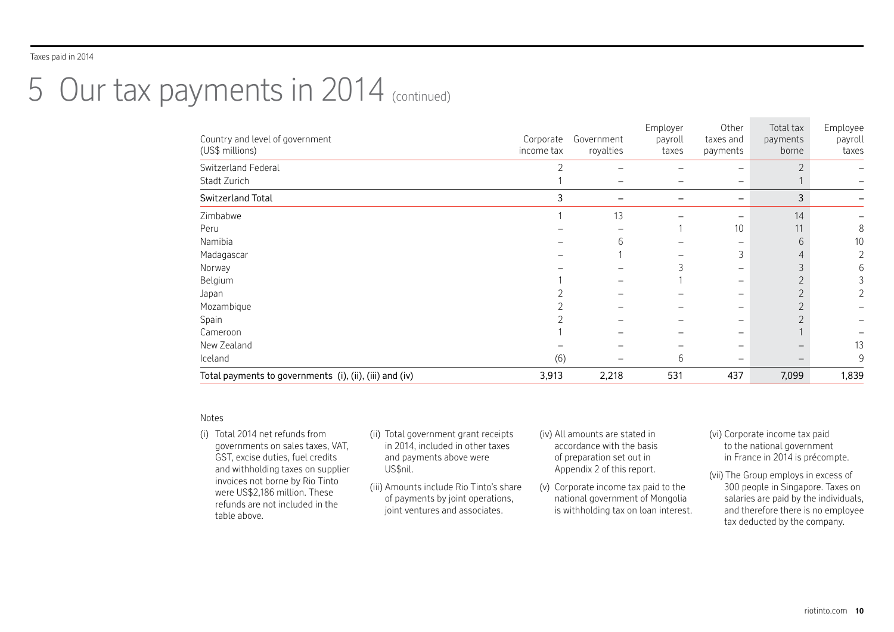# 5 Our tax payments in 2014 (continued)

| Country and level of government (US$ millions) | Corporate income tax | Government royalties | Employer payroll taxes | Other taxes and payments | Total tax payments borne | Employee payroll taxes |
|---|---|---|---|---|---|---|
| Switzerland Federal | 2 | – | – | – | 2 | – |
| Stadt Zurich | 1 | – | – | – | 1 | – |
| Switzerland Total | 3 | – | – | – | 3 | – |
| Zimbabwe | 1 | 13 | – | – | 14 | – |
| Peru | – | – | 1 | 10 | 11 | 8 |
| Namibia | – | 6 | – | – | 6 | 10 |
| Madagascar | – | 1 | – | 3 | 4 | 2 |
| Norway | – | – | 3 | – | 3 | 6 |
| Belgium | 1 | – | 1 | – | 2 | 3 |
| Japan | 2 | – | – | – | 2 | 2 |
| Mozambique | 2 | – | – | – | 2 | – |
| Spain | 2 | – | – | – | 2 | – |
| Cameroon | 1 | – | – | – | 1 | – |
| New Zealand | – | – | – | – | – | 13 |
| Iceland | (6) | – | 6 | – | – | 9 |
| Total payments to governments (i), (ii), (iii) and (iv) | 3,913 | 2,218 | 531 | 437 | 7,099 | 1,839 |

Notes

(i) Total 2014 net refunds from governments on sales taxes, VAT, GST, excise duties, fuel credits and withholding taxes on supplier invoices not borne by Rio Tinto were US$2,186 million. These refunds are not included in the table above.

(ii) Total government grant receipts in 2014, included in other taxes and payments above were US$nil.

(iii) Amounts include Rio Tinto's share of payments by joint operations, joint ventures and associates.

(iv) All amounts are stated in accordance with the basis of preparation set out in Appendix 2 of this report.

(v) Corporate income tax paid to the national government of Mongolia is withholding tax on loan interest.

(vi) Corporate income tax paid to the national government in France in 2014 is précompte.

(vii) The Group employs in excess of 300 people in Singapore. Taxes on salaries are paid by the individuals, and therefore there is no employee tax deducted by the company.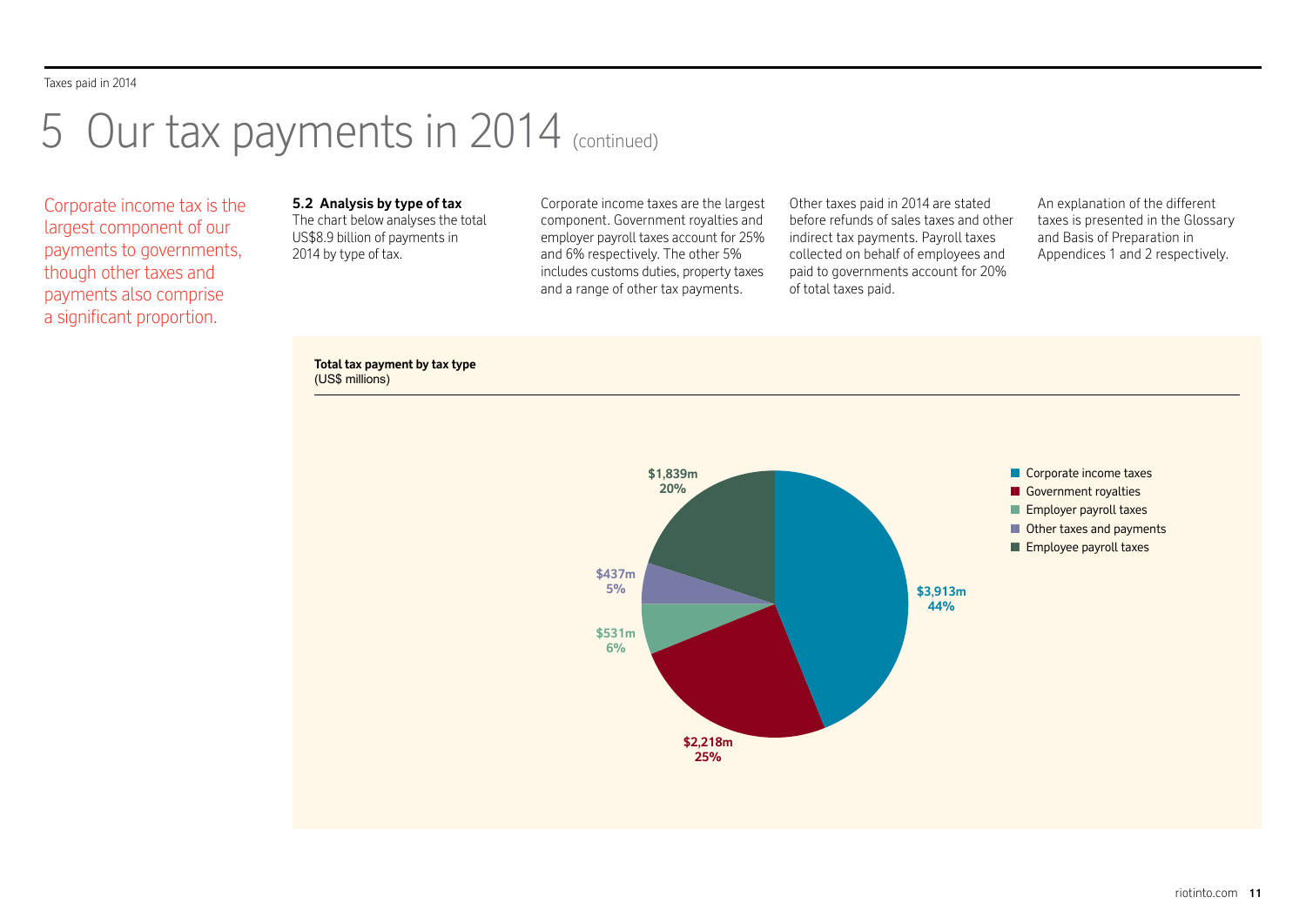# 5 Our tax payments in 2014 (continued)

Corporate income tax is the largest component of our payments to governments, though other taxes and payments also comprise a significant proportion.

### 5.2 Analysis by type of tax

The chart below analyses the total US$8.9 billion of payments in 2014 by type of tax.

Corporate income taxes are the largest component. Government royalties and employer payroll taxes account for 25% and 6% respectively. The other 5% includes customs duties, property taxes and a range of other tax payments.

Other taxes paid in 2014 are stated before refunds of sales taxes and other indirect tax payments. Payroll taxes collected on behalf of employees and paid to governments account for 20% of total taxes paid.

An explanation of the different taxes is presented in the Glossary and Basis of Preparation in Appendices 1 and 2 respectively.

**Total tax payment by tax type**
(US$ millions)

| Tax type | US$ millions | % |
|---|---|---|
| Corporate income taxes | $3,913m | 44% |
| Government royalties | $2,218m | 25% |
| Employer payroll taxes | $531m | 6% |
| Other taxes and payments | $437m | 5% |
| Employee payroll taxes | $1,839m | 20% |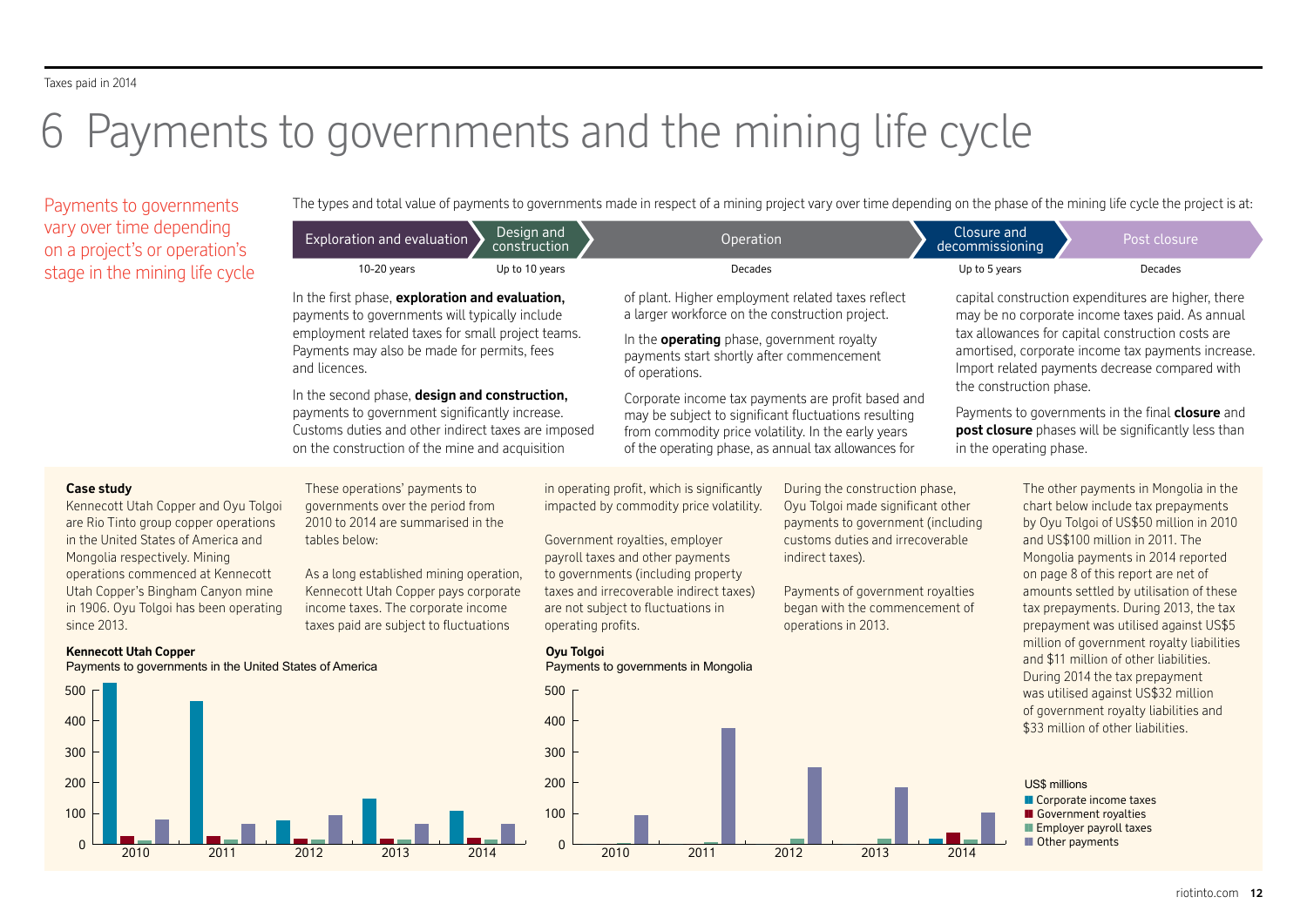# 6 Payments to governments and the mining life cycle

Payments to governments vary over time depending on a project's or operation's stage in the mining life cycle

The types and total value of payments to governments made in respect of a mining project vary over time depending on the phase of the mining life cycle the project is at:

| Exploration and evaluation | Design and construction | Operation | Closure and decommissioning | Post closure |
|---|---|---|---|---|
| 10-20 years | Up to 10 years | Decades | Up to 5 years | Decades |

In the first phase, **exploration and evaluation,** payments to governments will typically include employment related taxes for small project teams. Payments may also be made for permits, fees and licences.

In the second phase, **design and construction,** payments to government significantly increase. Customs duties and other indirect taxes are imposed on the construction of the mine and acquisition of plant. Higher employment related taxes reflect a larger workforce on the construction project.

In the **operating** phase, government royalty payments start shortly after commencement of operations.

Corporate income tax payments are profit based and may be subject to significant fluctuations resulting from commodity price volatility. In the early years of the operating phase, as annual tax allowances for capital construction expenditures are higher, there may be no corporate income taxes paid. As annual tax allowances for capital construction costs are amortised, corporate income tax payments increase. Import related payments decrease compared with the construction phase.

Payments to governments in the final **closure** and **post closure** phases will be significantly less than in the operating phase.

**Case study**

Kennecott Utah Copper and Oyu Tolgoi are Rio Tinto group copper operations in the United States of America and Mongolia respectively. Mining operations commenced at Kennecott Utah Copper's Bingham Canyon mine in 1906. Oyu Tolgoi has been operating since 2013.

These operations' payments to governments over the period from 2010 to 2014 are summarised in the tables below:

As a long established mining operation, Kennecott Utah Copper pays corporate income taxes. The corporate income taxes paid are subject to fluctuations in operating profit, which is significantly impacted by commodity price volatility.

Government royalties, employer payroll taxes and other payments to governments (including property taxes and irrecoverable indirect taxes) are not subject to fluctuations in operating profits.

During the construction phase, Oyu Tolgoi made significant other payments to government (including customs duties and irrecoverable indirect taxes).

Payments of government royalties began with the commencement of operations in 2013.

The other payments in Mongolia in the chart below include tax prepayments by Oyu Tolgoi of US$50 million in 2010 and US$100 million in 2011. The Mongolia payments in 2014 reported on page 8 of this report are net of amounts settled by utilisation of these tax prepayments. During 2013, the tax prepayment was utilised against US$5 million of government royalty liabilities and $11 million of other liabilities. During 2014 the tax prepayment was utilised against US$32 million of government royalty liabilities and $33 million of other liabilities.

**Kennecott Utah Copper**
Payments to governments in the United States of America

**Oyu Tolgoi**
Payments to governments in Mongolia

US$ millions
- Corporate income taxes
- Government royalties
- Employer payroll taxes
- Other payments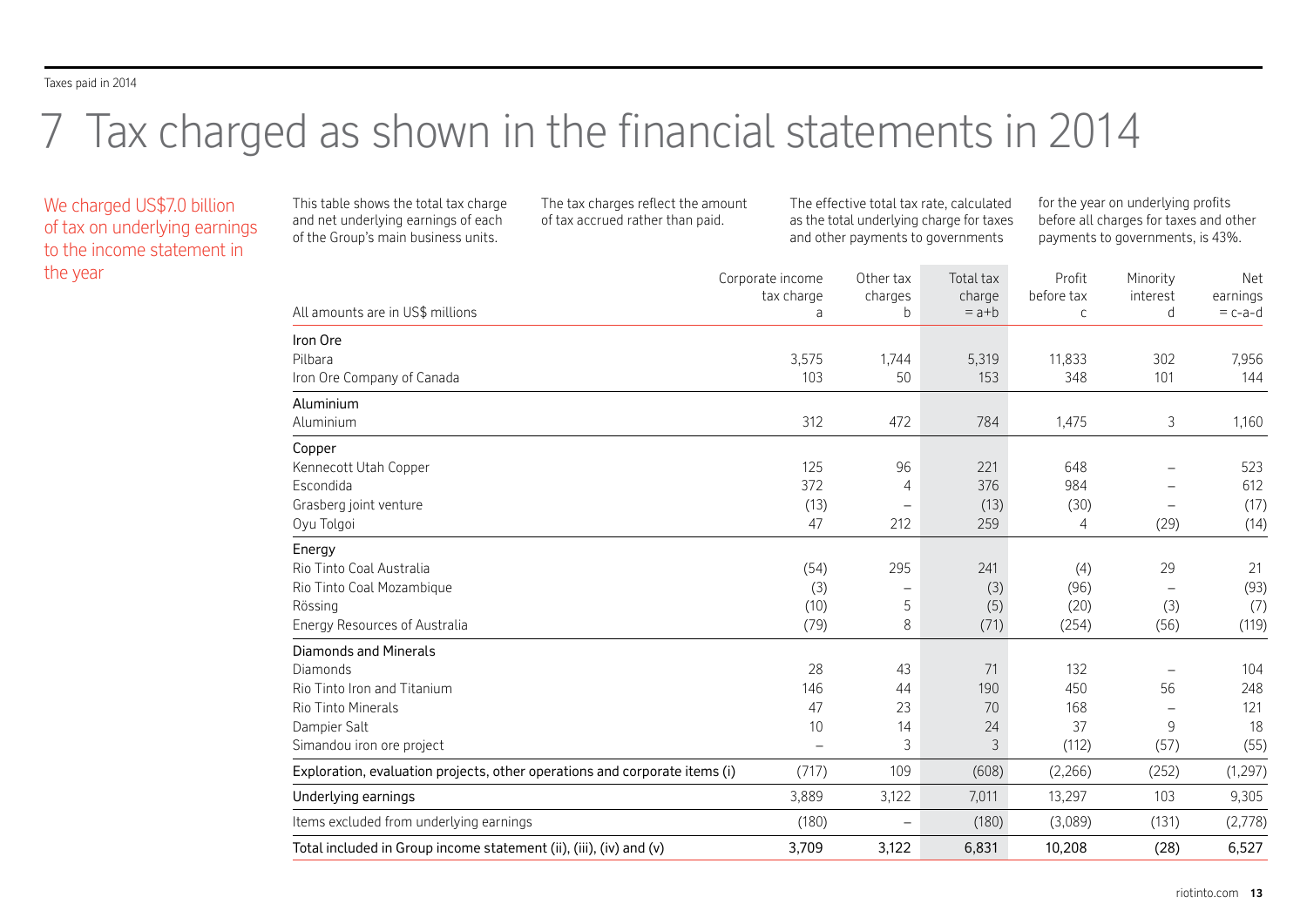# 7 Tax charged as shown in the financial statements in 2014

We charged US$7.0 billion of tax on underlying earnings to the income statement in the year

This table shows the total tax charge and net underlying earnings of each of the Group's main business units.

The tax charges reflect the amount of tax accrued rather than paid.

The effective total tax rate, calculated as the total underlying charge for taxes and other payments to governments for the year on underlying profits before all charges for taxes and other payments to governments, is 43%.

| All amounts are in US$ millions | Corporate income tax charge a | Other tax charges b | Total tax charge = a+b | Profit before tax c | Minority interest d | Net earnings = c-a-d |
|---|---|---|---|---|---|---|
| **Iron Ore** | | | | | | |
| Pilbara | 3,575 | 1,744 | 5,319 | 11,833 | 302 | 7,956 |
| Iron Ore Company of Canada | 103 | 50 | 153 | 348 | 101 | 144 |
| **Aluminium** | | | | | | |
| Aluminium | 312 | 472 | 784 | 1,475 | 3 | 1,160 |
| **Copper** | | | | | | |
| Kennecott Utah Copper | 125 | 96 | 221 | 648 | – | 523 |
| Escondida | 372 | 4 | 376 | 984 | – | 612 |
| Grasberg joint venture | (13) | – | (13) | (30) | – | (17) |
| Oyu Tolgoi | 47 | 212 | 259 | 4 | (29) | (14) |
| **Energy** | | | | | | |
| Rio Tinto Coal Australia | (54) | 295 | 241 | (4) | 29 | 21 |
| Rio Tinto Coal Mozambique | (3) | – | (3) | (96) | – | (93) |
| Rössing | (10) | 5 | (5) | (20) | (3) | (7) |
| Energy Resources of Australia | (79) | 8 | (71) | (254) | (56) | (119) |
| **Diamonds and Minerals** | | | | | | |
| Diamonds | 28 | 43 | 71 | 132 | – | 104 |
| Rio Tinto Iron and Titanium | 146 | 44 | 190 | 450 | 56 | 248 |
| Rio Tinto Minerals | 47 | 23 | 70 | 168 | – | 121 |
| Dampier Salt | 10 | 14 | 24 | 37 | 9 | 18 |
| Simandou iron ore project | – | 3 | 3 | (112) | (57) | (55) |
| Exploration, evaluation projects, other operations and corporate items (i) | (717) | 109 | (608) | (2,266) | (252) | (1,297) |
| Underlying earnings | 3,889 | 3,122 | 7,011 | 13,297 | 103 | 9,305 |
| Items excluded from underlying earnings | (180) | – | (180) | (3,089) | (131) | (2,778) |
| Total included in Group income statement (ii), (iii), (iv) and (v) | 3,709 | 3,122 | 6,831 | 10,208 | (28) | 6,527 |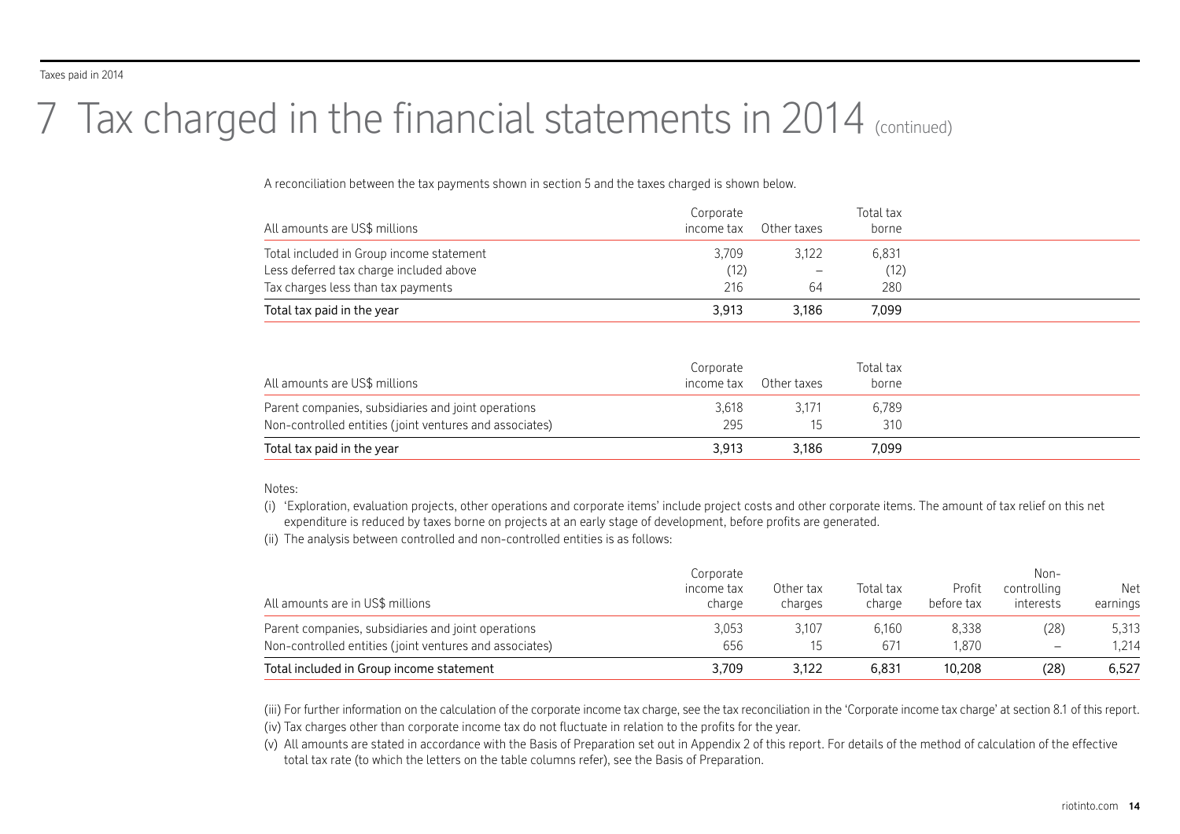# 7 Tax charged in the financial statements in 2014 (continued)

A reconciliation between the tax payments shown in section 5 and the taxes charged is shown below.

| All amounts are US$ millions | Corporate income tax | Other taxes | Total tax borne |
|---|---|---|---|
| Total included in Group income statement | 3,709 | 3,122 | 6,831 |
| Less deferred tax charge included above | (12) | – | (12) |
| Tax charges less than tax payments | 216 | 64 | 280 |
| Total tax paid in the year | 3,913 | 3,186 | 7,099 |

| All amounts are US$ millions | Corporate income tax | Other taxes | Total tax borne |
|---|---|---|---|
| Parent companies, subsidiaries and joint operations | 3,618 | 3,171 | 6,789 |
| Non-controlled entities (joint ventures and associates) | 295 | 15 | 310 |
| Total tax paid in the year | 3,913 | 3,186 | 7,099 |

Notes:

(i) 'Exploration, evaluation projects, other operations and corporate items' include project costs and other corporate items. The amount of tax relief on this net expenditure is reduced by taxes borne on projects at an early stage of development, before profits are generated.

(ii) The analysis between controlled and non-controlled entities is as follows:

| All amounts are in US$ millions | Corporate income tax charge | Other tax charges | Total tax charge | Profit before tax | Non-controlling interests | Net earnings |
|---|---|---|---|---|---|---|
| Parent companies, subsidiaries and joint operations | 3,053 | 3,107 | 6,160 | 8,338 | (28) | 5,313 |
| Non-controlled entities (joint ventures and associates) | 656 | 15 | 671 | 1,870 | – | 1,214 |
| Total included in Group income statement | 3,709 | 3,122 | 6,831 | 10,208 | (28) | 6,527 |

(iii) For further information on the calculation of the corporate income tax charge, see the tax reconciliation in the 'Corporate income tax charge' at section 8.1 of this report.

(iv) Tax charges other than corporate income tax do not fluctuate in relation to the profits for the year.

(v) All amounts are stated in accordance with the Basis of Preparation set out in Appendix 2 of this report. For details of the method of calculation of the effective total tax rate (to which the letters on the table columns refer), see the Basis of Preparation.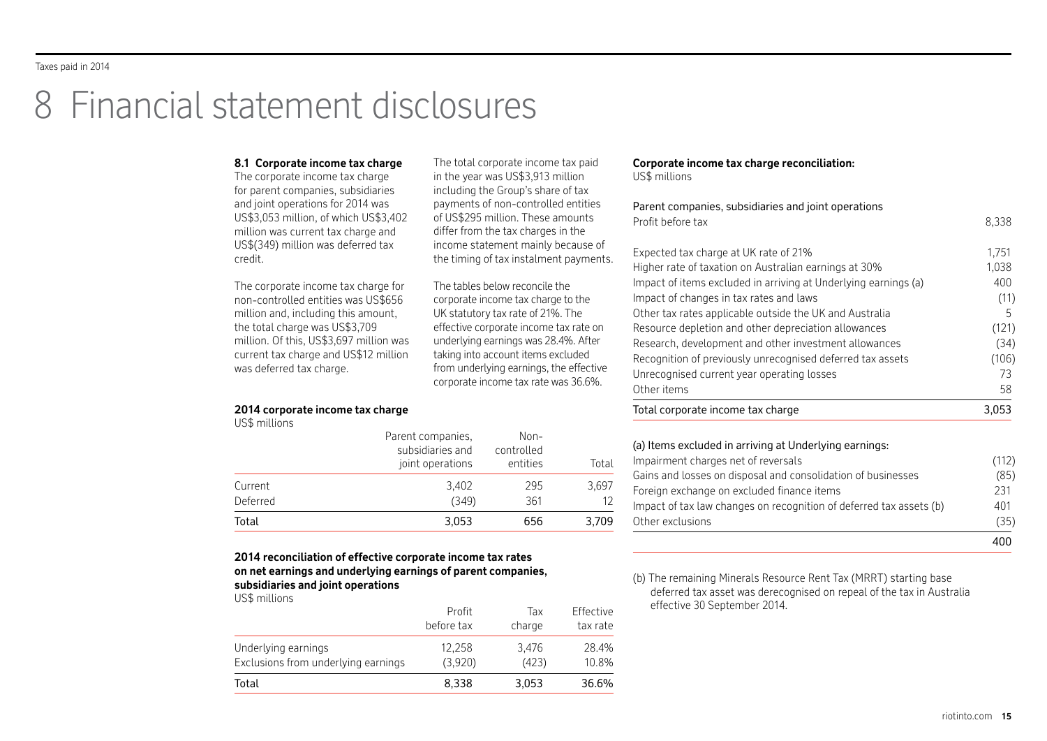# 8 Financial statement disclosures

### 8.1 Corporate income tax charge

The corporate income tax charge for parent companies, subsidiaries and joint operations for 2014 was US$3,053 million, of which US$3,402 million was current tax charge and US$(349) million was deferred tax credit.

The corporate income tax charge for non-controlled entities was US$656 million and, including this amount, the total charge was US$3,709 million. Of this, US$3,697 million was current tax charge and US$12 million was deferred tax charge.

The total corporate income tax paid in the year was US$3,913 million including the Group's share of tax payments of non-controlled entities of US$295 million. These amounts differ from the tax charges in the income statement mainly because of the timing of tax instalment payments.

The tables below reconcile the corporate income tax charge to the UK statutory tax rate of 21%. The effective corporate income tax rate on underlying earnings was 28.4%. After taking into account items excluded from underlying earnings, the effective corporate income tax rate was 36.6%.

**2014 corporate income tax charge**

US$ millions

| | Parent companies, subsidiaries and joint operations | Non-controlled entities | Total |
|---|---|---|---|
| Current | 3,402 | 295 | 3,697 |
| Deferred | (349) | 361 | 12 |
| Total | 3,053 | 656 | 3,709 |

**2014 reconciliation of effective corporate income tax rates on net earnings and underlying earnings of parent companies, subsidiaries and joint operations**

US$ millions

| | Profit before tax | Tax charge | Effective tax rate |
|---|---|---|---|
| Underlying earnings | 12,258 | 3,476 | 28.4% |
| Exclusions from underlying earnings | (3,920) | (423) | 10.8% |
| Total | 8,338 | 3,053 | 36.6% |

**Corporate income tax charge reconciliation:**

US$ millions

| Parent companies, subsidiaries and joint operations | |
|---|---|
| Profit before tax | 8,338 |
| Expected tax charge at UK rate of 21% | 1,751 |
| Higher rate of taxation on Australian earnings at 30% | 1,038 |
| Impact of items excluded in arriving at Underlying earnings (a) | 400 |
| Impact of changes in tax rates and laws | (11) |
| Other tax rates applicable outside the UK and Australia | 5 |
| Resource depletion and other depreciation allowances | (121) |
| Research, development and other investment allowances | (34) |
| Recognition of previously unrecognised deferred tax assets | (106) |
| Unrecognised current year operating losses | 73 |
| Other items | 58 |
| Total corporate income tax charge | 3,053 |

| (a) Items excluded in arriving at Underlying earnings: | |
|---|---|
| Impairment charges net of reversals | (112) |
| Gains and losses on disposal and consolidation of businesses | (85) |
| Foreign exchange on excluded finance items | 231 |
| Impact of tax law changes on recognition of deferred tax assets (b) | 401 |
| Other exclusions | (35) |
| | 400 |

(b) The remaining Minerals Resource Rent Tax (MRRT) starting base deferred tax asset was derecognised on repeal of the tax in Australia effective 30 September 2014.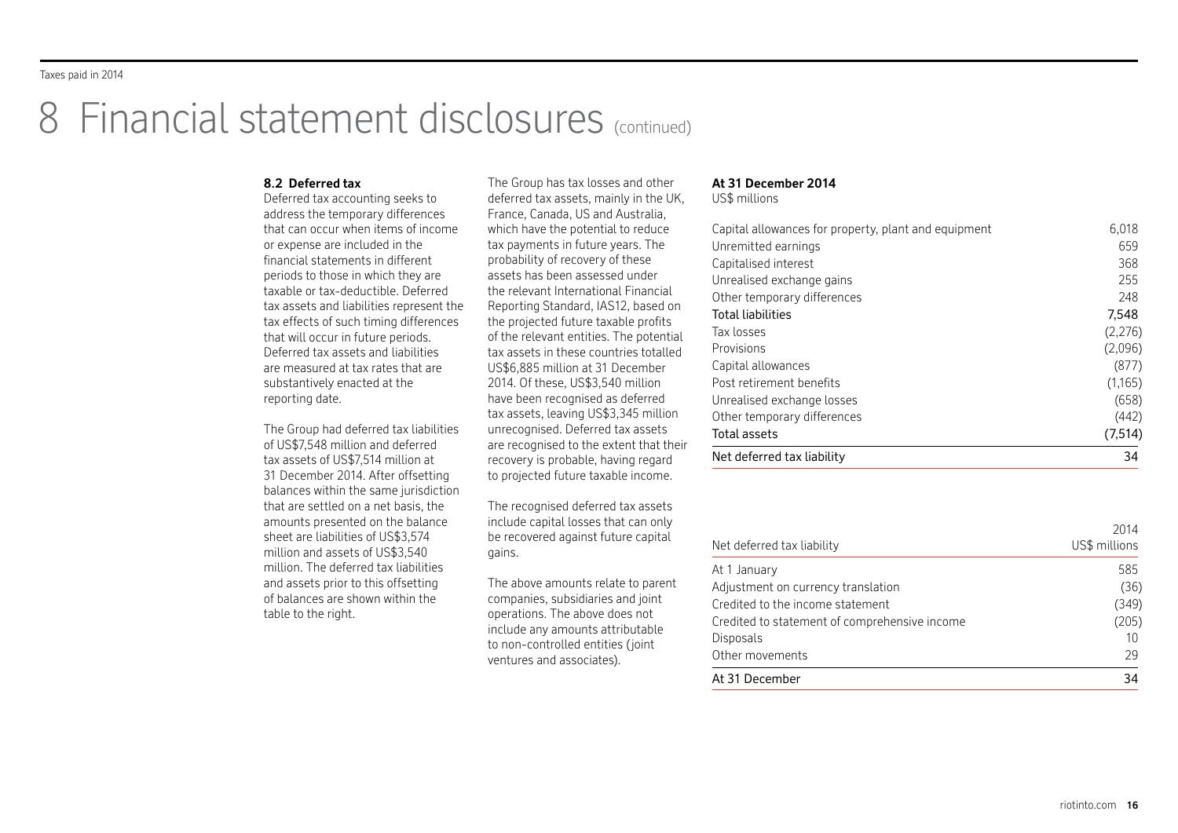# 8 Financial statement disclosures (continued)

**8.2 Deferred tax**

Deferred tax accounting seeks to address the temporary differences that can occur when items of income or expense are included in the financial statements in different periods to those in which they are taxable or tax-deductible. Deferred tax assets and liabilities represent the tax effects of such timing differences that will occur in future periods. Deferred tax assets and liabilities are measured at tax rates that are substantively enacted at the reporting date.

The Group had deferred tax liabilities of US$7,548 million and deferred tax assets of US$7,514 million at 31 December 2014. After offsetting balances within the same jurisdiction that are settled on a net basis, the amounts presented on the balance sheet are liabilities of US$3,574 million and assets of US$3,540 million. The deferred tax liabilities and assets prior to this offsetting of balances are shown within the table to the right.

The Group has tax losses and other deferred tax assets, mainly in the UK, France, Canada, US and Australia, which have the potential to reduce tax payments in future years. The probability of recovery of these assets has been assessed under the relevant International Financial Reporting Standard, IAS12, based on the projected future taxable profits of the relevant entities. The potential tax assets in these countries totalled US$6,885 million at 31 December 2014. Of these, US$3,540 million have been recognised as deferred tax assets, leaving US$3,345 million unrecognised. Deferred tax assets are recognised to the extent that their recovery is probable, having regard to projected future taxable income.

The recognised deferred tax assets include capital losses that can only be recovered against future capital gains.

The above amounts relate to parent companies, subsidiaries and joint operations. The above does not include any amounts attributable to non-controlled entities (joint ventures and associates).

**At 31 December 2014**
US$ millions

| | |
|---|---|
| Capital allowances for property, plant and equipment | 6,018 |
| Unremitted earnings | 659 |
| Capitalised interest | 368 |
| Unrealised exchange gains | 255 |
| Other temporary differences | 248 |
| Total liabilities | 7,548 |
| Tax losses | (2,276) |
| Provisions | (2,096) |
| Capital allowances | (877) |
| Post retirement benefits | (1,165) |
| Unrealised exchange losses | (658) |
| Other temporary differences | (442) |
| Total assets | (7,514) |
| Net deferred tax liability | 34 |

| Net deferred tax liability | 2014 US$ millions |
|---|---|
| At 1 January | 585 |
| Adjustment on currency translation | (36) |
| Credited to the income statement | (349) |
| Credited to statement of comprehensive income | (205) |
| Disposals | 10 |
| Other movements | 29 |
| At 31 December | 34 |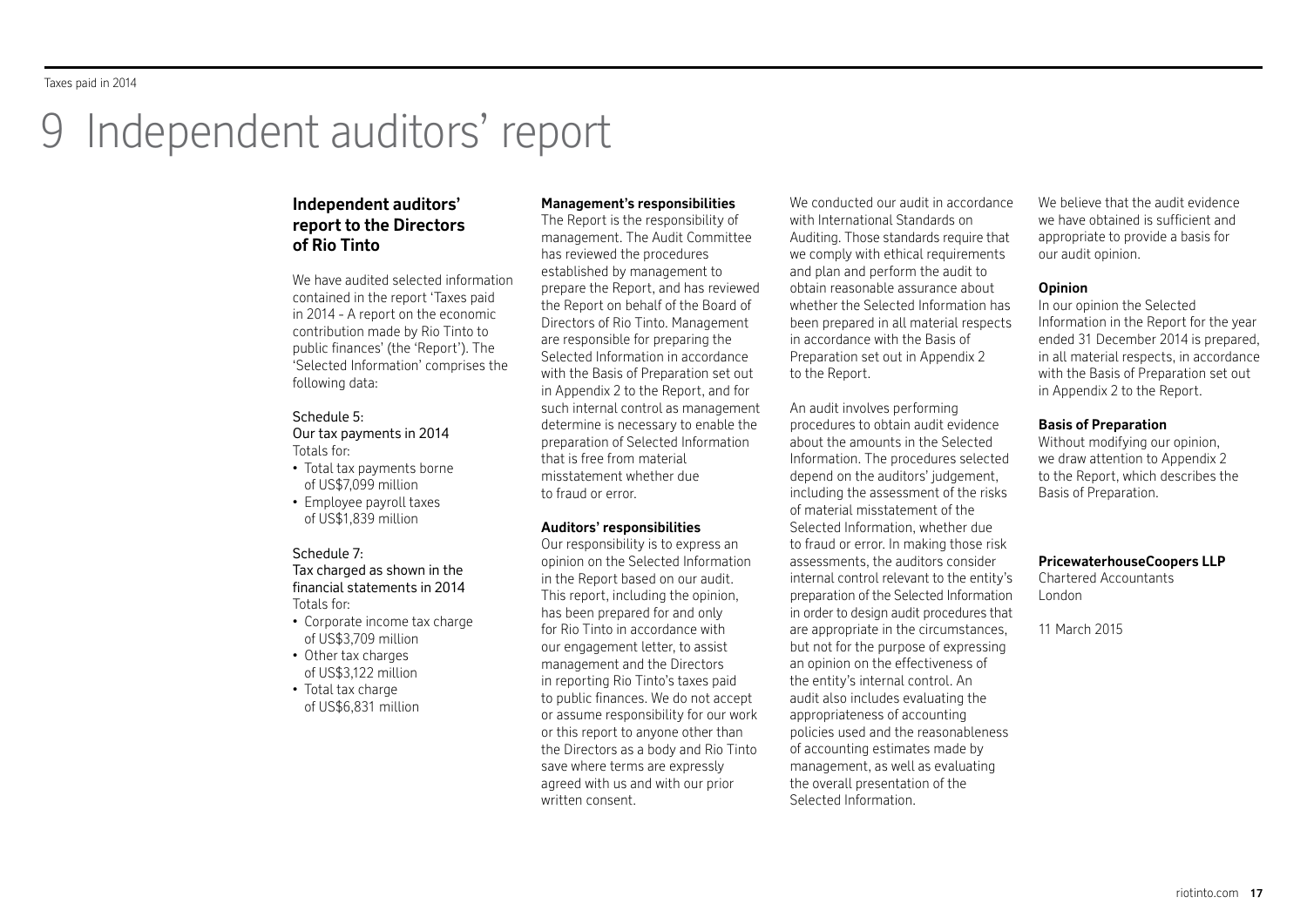# 9 Independent auditors' report

## Independent auditors' report to the Directors of Rio Tinto

We have audited selected information contained in the report 'Taxes paid in 2014 - A report on the economic contribution made by Rio Tinto to public finances' (the 'Report'). The 'Selected Information' comprises the following data:

Schedule 5:
Our tax payments in 2014
Totals for:

- Total tax payments borne of US$7,099 million
- Employee payroll taxes of US$1,839 million

Schedule 7:
Tax charged as shown in the financial statements in 2014
Totals for:

- Corporate income tax charge of US$3,709 million
- Other tax charges of US$3,122 million
- Total tax charge of US$6,831 million

**Management's responsibilities**

The Report is the responsibility of management. The Audit Committee has reviewed the procedures established by management to prepare the Report, and has reviewed the Report on behalf of the Board of Directors of Rio Tinto. Management are responsible for preparing the Selected Information in accordance with the Basis of Preparation set out in Appendix 2 to the Report, and for such internal control as management determine is necessary to enable the preparation of Selected Information that is free from material misstatement whether due to fraud or error.

**Auditors' responsibilities**

Our responsibility is to express an opinion on the Selected Information in the Report based on our audit. This report, including the opinion, has been prepared for and only for Rio Tinto in accordance with our engagement letter, to assist management and the Directors in reporting Rio Tinto's taxes paid to public finances. We do not accept or assume responsibility for our work or this report to anyone other than the Directors as a body and Rio Tinto save where terms are expressly agreed with us and with our prior written consent.

We conducted our audit in accordance with International Standards on Auditing. Those standards require that we comply with ethical requirements and plan and perform the audit to obtain reasonable assurance about whether the Selected Information has been prepared in all material respects in accordance with the Basis of Preparation set out in Appendix 2 to the Report.

An audit involves performing procedures to obtain audit evidence about the amounts in the Selected Information. The procedures selected depend on the auditors' judgement, including the assessment of the risks of material misstatement of the Selected Information, whether due to fraud or error. In making those risk assessments, the auditors consider internal control relevant to the entity's preparation of the Selected Information in order to design audit procedures that are appropriate in the circumstances, but not for the purpose of expressing an opinion on the effectiveness of the entity's internal control. An audit also includes evaluating the appropriateness of accounting policies used and the reasonableness of accounting estimates made by management, as well as evaluating the overall presentation of the Selected Information.

We believe that the audit evidence we have obtained is sufficient and appropriate to provide a basis for our audit opinion.

**Opinion**

In our opinion the Selected Information in the Report for the year ended 31 December 2014 is prepared, in all material respects, in accordance with the Basis of Preparation set out in Appendix 2 to the Report.

**Basis of Preparation**

Without modifying our opinion, we draw attention to Appendix 2 to the Report, which describes the Basis of Preparation.

**PricewaterhouseCoopers LLP**
Chartered Accountants
London

11 March 2015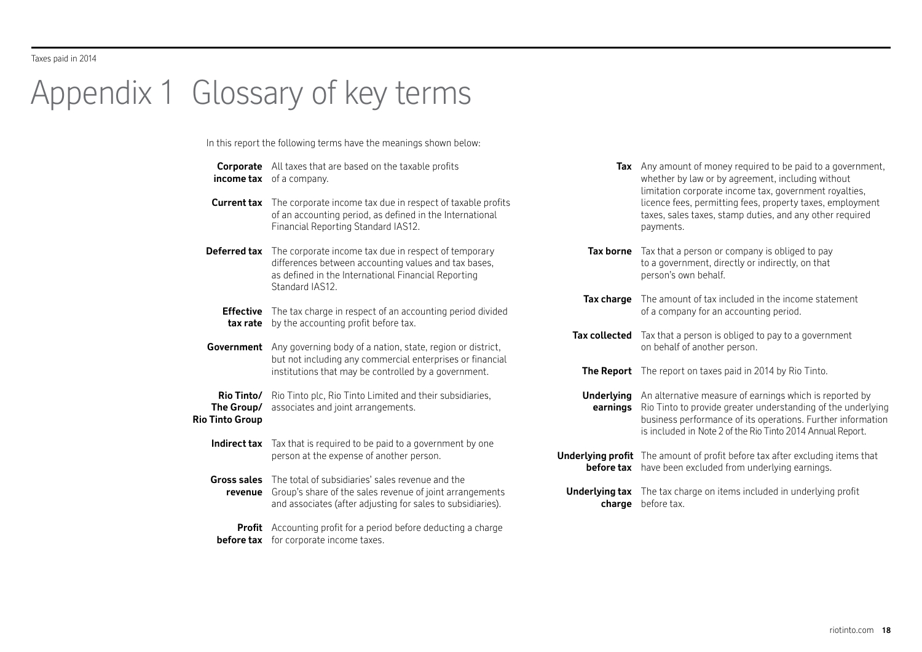# Appendix 1 Glossary of key terms

In this report the following terms have the meanings shown below:

**Corporate income tax** All taxes that are based on the taxable profits of a company.

**Current tax** The corporate income tax due in respect of taxable profits of an accounting period, as defined in the International Financial Reporting Standard IAS12.

**Deferred tax** The corporate income tax due in respect of temporary differences between accounting values and tax bases, as defined in the International Financial Reporting Standard IAS12.

**Effective tax rate** The tax charge in respect of an accounting period divided by the accounting profit before tax.

**Government** Any governing body of a nation, state, region or district, but not including any commercial enterprises or financial institutions that may be controlled by a government.

**Rio Tinto/ The Group/ Rio Tinto Group** Rio Tinto plc, Rio Tinto Limited and their subsidiaries, associates and joint arrangements.

**Indirect tax** Tax that is required to be paid to a government by one person at the expense of another person.

**Gross sales revenue** The total of subsidiaries' sales revenue and the Group's share of the sales revenue of joint arrangements and associates (after adjusting for sales to subsidiaries).

**Profit before tax** Accounting profit for a period before deducting a charge for corporate income taxes.

**Tax** Any amount of money required to be paid to a government, whether by law or by agreement, including without limitation corporate income tax, government royalties, licence fees, permitting fees, property taxes, employment taxes, sales taxes, stamp duties, and any other required payments.

**Tax borne** Tax that a person or company is obliged to pay to a government, directly or indirectly, on that person's own behalf.

**Tax charge** The amount of tax included in the income statement of a company for an accounting period.

**Tax collected** Tax that a person is obliged to pay to a government on behalf of another person.

**The Report** The report on taxes paid in 2014 by Rio Tinto.

**Underlying earnings** An alternative measure of earnings which is reported by Rio Tinto to provide greater understanding of the underlying business performance of its operations. Further information is included in Note 2 of the Rio Tinto 2014 Annual Report.

**Underlying profit before tax** The amount of profit before tax after excluding items that have been excluded from underlying earnings.

**Underlying tax charge** The tax charge on items included in underlying profit before tax.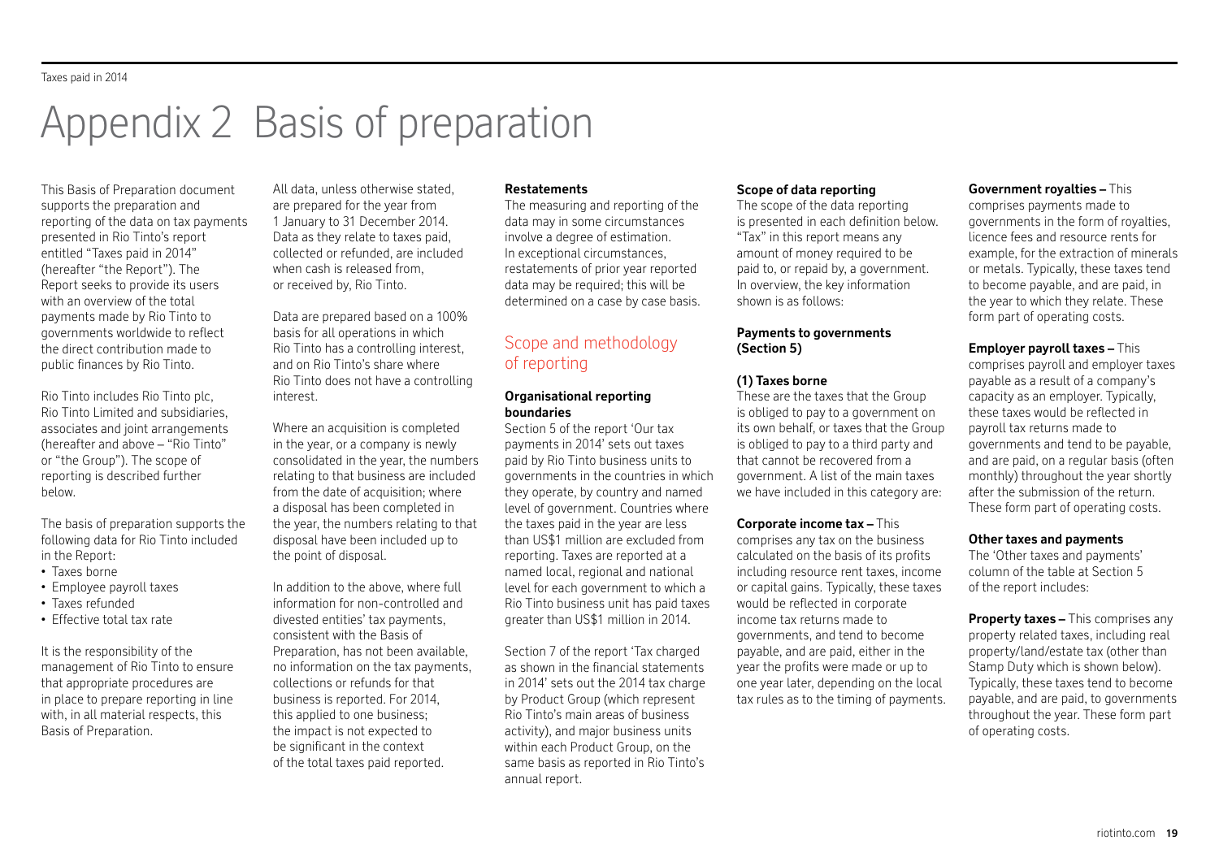# Appendix 2 Basis of preparation

This Basis of Preparation document supports the preparation and reporting of the data on tax payments presented in Rio Tinto's report entitled "Taxes paid in 2014" (hereafter "the Report"). The Report seeks to provide its users with an overview of the total payments made by Rio Tinto to governments worldwide to reflect the direct contribution made to public finances by Rio Tinto.

Rio Tinto includes Rio Tinto plc, Rio Tinto Limited and subsidiaries, associates and joint arrangements (hereafter and above – "Rio Tinto" or "the Group"). The scope of reporting is described further below.

The basis of preparation supports the following data for Rio Tinto included in the Report:

- Taxes borne
- Employee payroll taxes
- Taxes refunded
- Effective total tax rate

It is the responsibility of the management of Rio Tinto to ensure that appropriate procedures are in place to prepare reporting in line with, in all material respects, this Basis of Preparation.

All data, unless otherwise stated, are prepared for the year from 1 January to 31 December 2014. Data as they relate to taxes paid, collected or refunded, are included when cash is released from, or received by, Rio Tinto.

Data are prepared based on a 100% basis for all operations in which Rio Tinto has a controlling interest, and on Rio Tinto's share where Rio Tinto does not have a controlling interest.

Where an acquisition is completed in the year, or a company is newly consolidated in the year, the numbers relating to that business are included from the date of acquisition; where a disposal has been completed in the year, the numbers relating to that disposal have been included up to the point of disposal.

In addition to the above, where full information for non-controlled and divested entities' tax payments, consistent with the Basis of Preparation, has not been available, no information on the tax payments, collections or refunds for that business is reported. For 2014, this applied to one business; the impact is not expected to be significant in the context of the total taxes paid reported.

**Restatements**

The measuring and reporting of the data may in some circumstances involve a degree of estimation. In exceptional circumstances, restatements of prior year reported data may be required; this will be determined on a case by case basis.

## Scope and methodology of reporting

**Organisational reporting boundaries**

Section 5 of the report 'Our tax payments in 2014' sets out taxes paid by Rio Tinto business units to governments in the countries in which they operate, by country and named level of government. Countries where the taxes paid in the year are less than US$1 million are excluded from reporting. Taxes are reported at a named local, regional and national level for each government to which a Rio Tinto business unit has paid taxes greater than US$1 million in 2014.

Section 7 of the report 'Tax charged in 2014' sets out the 2014 tax charge by Product Group (which represent Rio Tinto's main areas of business activity), and major business units within each Product Group, on the same basis as reported in Rio Tinto's annual report.

**Scope of data reporting**

The scope of the data reporting is presented in each definition below. "Tax" in this report means any amount of money required to be paid to, or repaid by, a government. In overview, the key information shown is as follows:

**Payments to governments (Section 5)**

**(1) Taxes borne**

These are the taxes that the Group is obliged to pay to a government on its own behalf, or taxes that the Group is obliged to pay to a third party and that cannot be recovered from a government. A list of the main taxes we have included in this category are:

**Corporate income tax –** This comprises any tax on the business calculated on the basis of its profits including resource rent taxes, income or capital gains. Typically, these taxes would be reflected in corporate income tax returns made to governments, and tend to become payable, and are paid, either in the year the profits were made or up to one year later, depending on the local tax rules as to the timing of payments.

**Government royalties –** This comprises payments made to governments in the form of royalties, licence fees and resource rents for example, for the extraction of minerals or metals. Typically, these taxes tend to become payable, and are paid, in the year to which they relate. These form part of operating costs.

**Employer payroll taxes –** This comprises payroll and employer taxes payable as a result of a company's capacity as an employer. Typically, these taxes would be reflected in payroll tax returns made to governments and tend to be payable, and are paid, on a regular basis (often monthly) throughout the year shortly after the submission of the return. These form part of operating costs.

**Other taxes and payments**

The 'Other taxes and payments' column of the table at Section 5 of the report includes:

**Property taxes –** This comprises any property related taxes, including real property/land/estate tax (other than Stamp Duty which is shown below). Typically, these taxes tend to become payable, and are paid, to governments throughout the year. These form part of operating costs.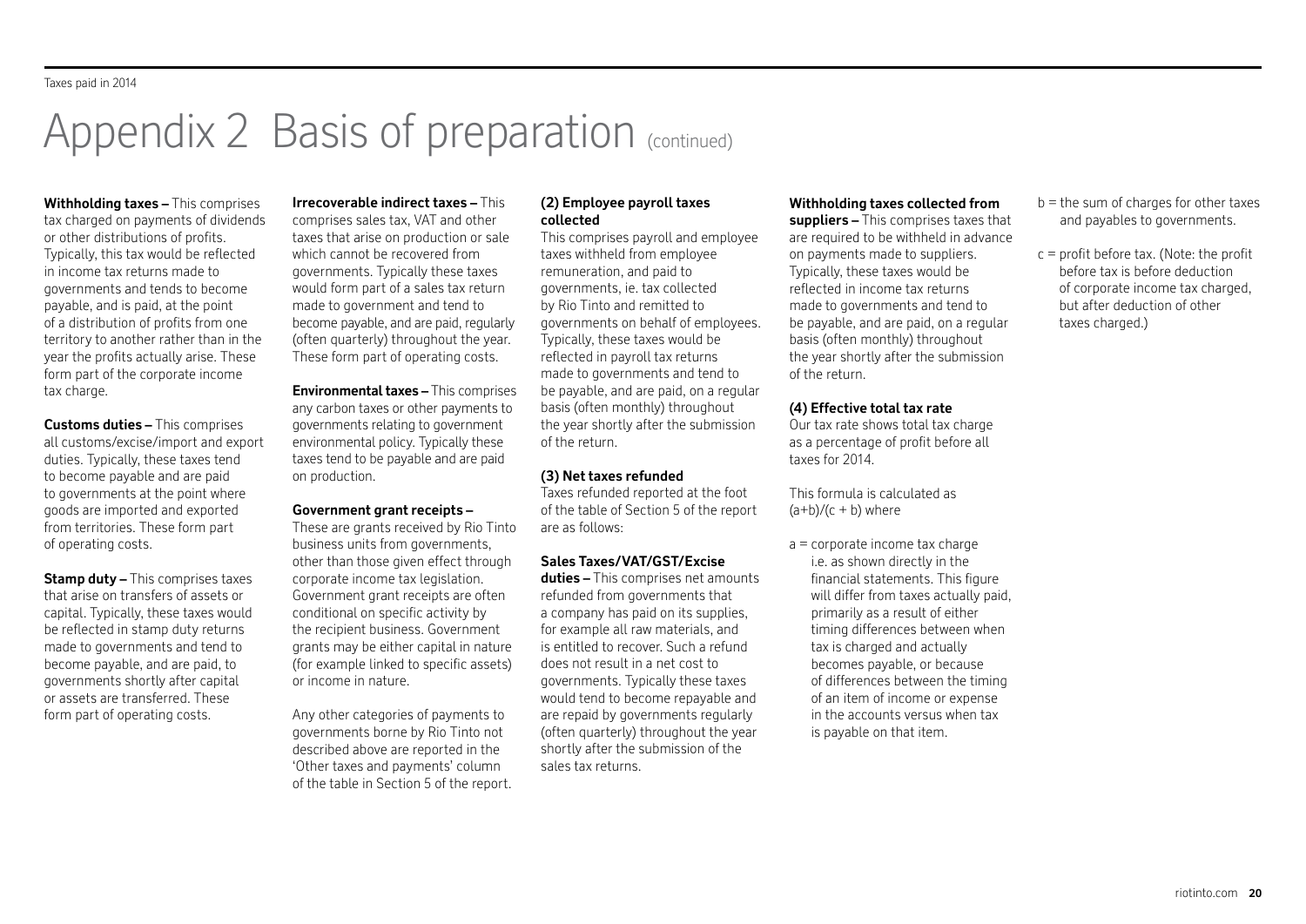# Appendix 2 Basis of preparation (continued)

**Withholding taxes –** This comprises tax charged on payments of dividends or other distributions of profits. Typically, this tax would be reflected in income tax returns made to governments and tends to become payable, and is paid, at the point of a distribution of profits from one territory to another rather than in the year the profits actually arise. These form part of the corporate income tax charge.

**Customs duties –** This comprises all customs/excise/import and export duties. Typically, these taxes tend to become payable and are paid to governments at the point where goods are imported and exported from territories. These form part of operating costs.

**Stamp duty –** This comprises taxes that arise on transfers of assets or capital. Typically, these taxes would be reflected in stamp duty returns made to governments and tend to become payable, and are paid, to governments shortly after capital or assets are transferred. These form part of operating costs.

**Irrecoverable indirect taxes –** This comprises sales tax, VAT and other taxes that arise on production or sale which cannot be recovered from governments. Typically these taxes would form part of a sales tax return made to government and tend to become payable, and are paid, regularly (often quarterly) throughout the year. These form part of operating costs.

**Environmental taxes –** This comprises any carbon taxes or other payments to governments relating to government environmental policy. Typically these taxes tend to be payable and are paid on production.

**Government grant receipts –**
These are grants received by Rio Tinto business units from governments, other than those given effect through corporate income tax legislation. Government grant receipts are often conditional on specific activity by the recipient business. Government grants may be either capital in nature (for example linked to specific assets) or income in nature.

Any other categories of payments to governments borne by Rio Tinto not described above are reported in the 'Other taxes and payments' column of the table in Section 5 of the report.

### (2) Employee payroll taxes collected

This comprises payroll and employee taxes withheld from employee remuneration, and paid to governments, ie. tax collected by Rio Tinto and remitted to governments on behalf of employees. Typically, these taxes would be reflected in payroll tax returns made to governments and tend to be payable, and are paid, on a regular basis (often monthly) throughout the year shortly after the submission of the return.

### (3) Net taxes refunded

Taxes refunded reported at the foot of the table of Section 5 of the report are as follows:

**Sales Taxes/VAT/GST/Excise duties –** This comprises net amounts refunded from governments that a company has paid on its supplies, for example all raw materials, and is entitled to recover. Such a refund does not result in a net cost to governments. Typically these taxes would tend to become repayable and are repaid by governments regularly (often quarterly) throughout the year shortly after the submission of the sales tax returns.

**Withholding taxes collected from suppliers –** This comprises taxes that are required to be withheld in advance on payments made to suppliers. Typically, these taxes would be reflected in income tax returns made to governments and tend to be payable, and are paid, on a regular basis (often monthly) throughout the year shortly after the submission of the return.

### (4) Effective total tax rate

Our tax rate shows total tax charge as a percentage of profit before all taxes for 2014.

This formula is calculated as $(a+b)/(c + b)$ where

- a = corporate income tax charge i.e. as shown directly in the financial statements. This figure will differ from taxes actually paid, primarily as a result of either timing differences between when tax is charged and actually becomes payable, or because of differences between the timing of an item of income or expense in the accounts versus when tax is payable on that item.
- b = the sum of charges for other taxes and payables to governments.
- c = profit before tax. (Note: the profit before tax is before deduction of corporate income tax charged, but after deduction of other taxes charged.)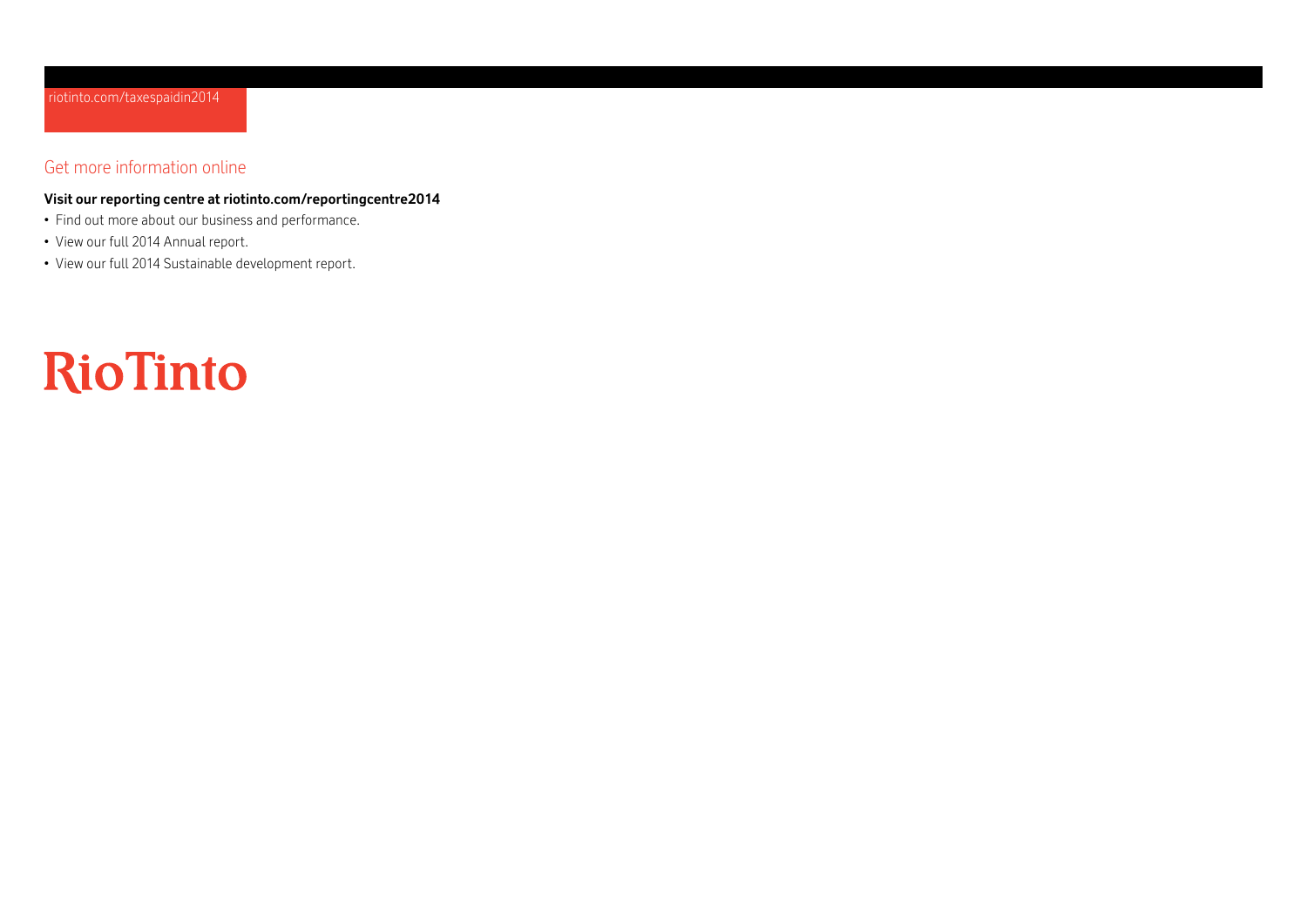riotinto.com/taxespaidin2014

## Get more information online

**Visit our reporting centre at riotinto.com/reportingcentre2014**

- Find out more about our business and performance.
- View our full 2014 Annual report.
- View our full 2014 Sustainable development report.

RioTinto